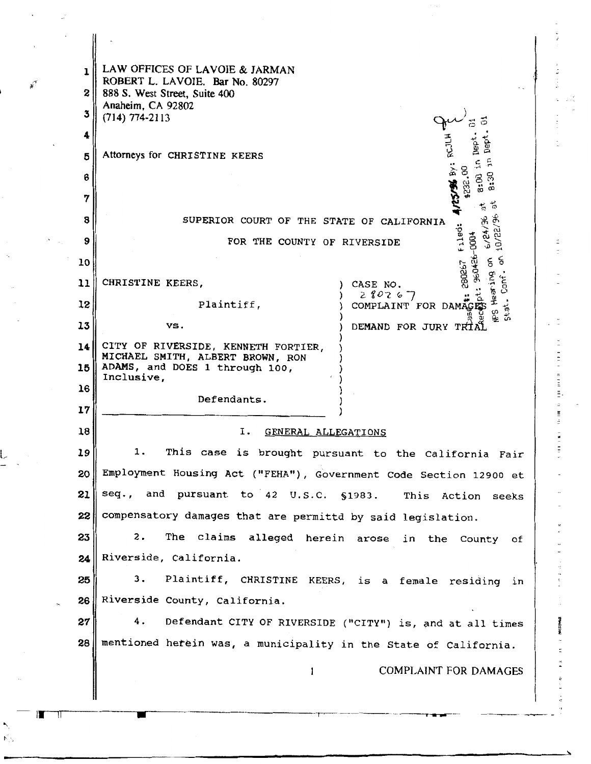LAW OFFICES OF LAVOIE & JARMAN
ROBERT L. LAVOIE. Bar No. 80297
888 S. West Street, Suite 400
Anaheim, CA 92802
(714) 774-2113

Attorneys for CHRISTINE KEERS

Case #: 280267 Filed: 4/25/96 By: RCJLH
Receipt: 960426-0004 $232.00
NFS Hearing on 6/24/96 at 8:00 in Dept. 01
Stat. Conf. on 10/22/96 at 8:30 in Dept. 01

SUPERIOR COURT OF THE STATE OF CALIFORNIA

FOR THE COUNTY OF RIVERSIDE

| | |
|---|---|
| CHRISTINE KEERS, Plaintiff, vs. CITY OF RIVERSIDE, KENNETH FORTIER, MICHAEL SMITH, ALBERT BROWN, RON ADAMS, and DOES 1 through 100, Inclusive, Defendants. | CASE NO. 280267 COMPLAINT FOR DAMAGES DEMAND FOR JURY TRIAL |

## I. GENERAL ALLEGATIONS

1. This case is brought pursuant to the California Fair Employment Housing Act ("FEHA"), Government Code Section 12900 et seq., and pursuant to 42 U.S.C. §1983. This Action seeks compensatory damages that are permittd by said legislation.

2. The claims alleged herein arose in the County of Riverside, California.

3. Plaintiff, CHRISTINE KEERS, is a female residing in Riverside County, California.

4. Defendant CITY OF RIVERSIDE ("CITY") is, and at all times mentioned herein was, a municipality in the State of California.

COMPLAINT FOR DAMAGES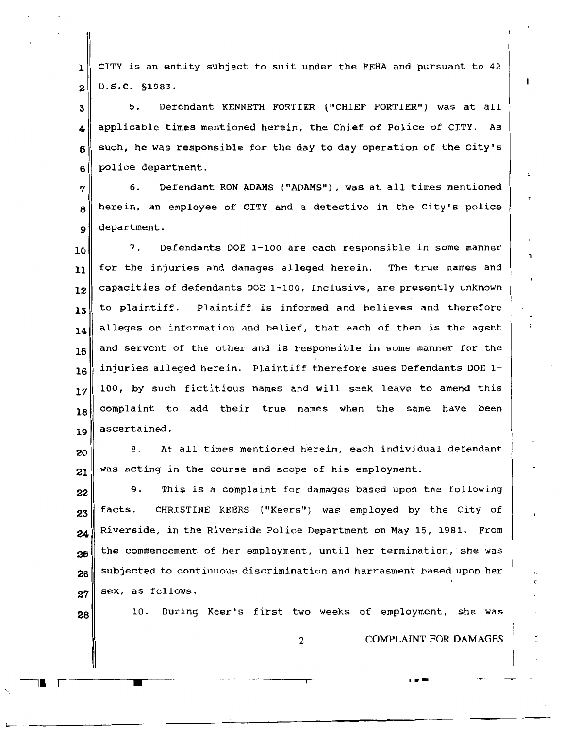CITY is an entity subject to suit under the FEHA and pursuant to 42 U.S.C. §1983.

5. Defendant KENNETH FORTIER ("CHIEF FORTIER") was at all applicable times mentioned herein, the Chief of Police of CITY. As such, he was responsible for the day to day operation of the City's police department.

6. Defendant RON ADAMS ("ADAMS"), was at all times mentioned herein, an employee of CITY and a detective in the City's police department.

7. Defendants DOE 1-100 are each responsible in some manner for the injuries and damages alleged herein. The true names and capacities of defendants DOE 1-100, Inclusive, are presently unknown to plaintiff. Plaintiff is informed and believes and therefore alleges on information and belief, that each of them is the agent and servent of the other and is responsible in some manner for the injuries alleged herein. Plaintiff therefore sues Defendants DOE 1-100, by such fictitious names and will seek leave to amend this complaint to add their true names when the same have been ascertained.

8. At all times mentioned herein, each individual defendant was acting in the course and scope of his employment.

9. This is a complaint for damages based upon the following facts. CHRISTINE KEERS ("Keers") was employed by the City of Riverside, in the Riverside Police Department on May 15, 1981. From the commencement of her employment, until her termination, she was subjected to continuous discrimination and harrasment based upon her sex, as follows.

10. During Keer's first two weeks of employment, she was

COMPLAINT FOR DAMAGES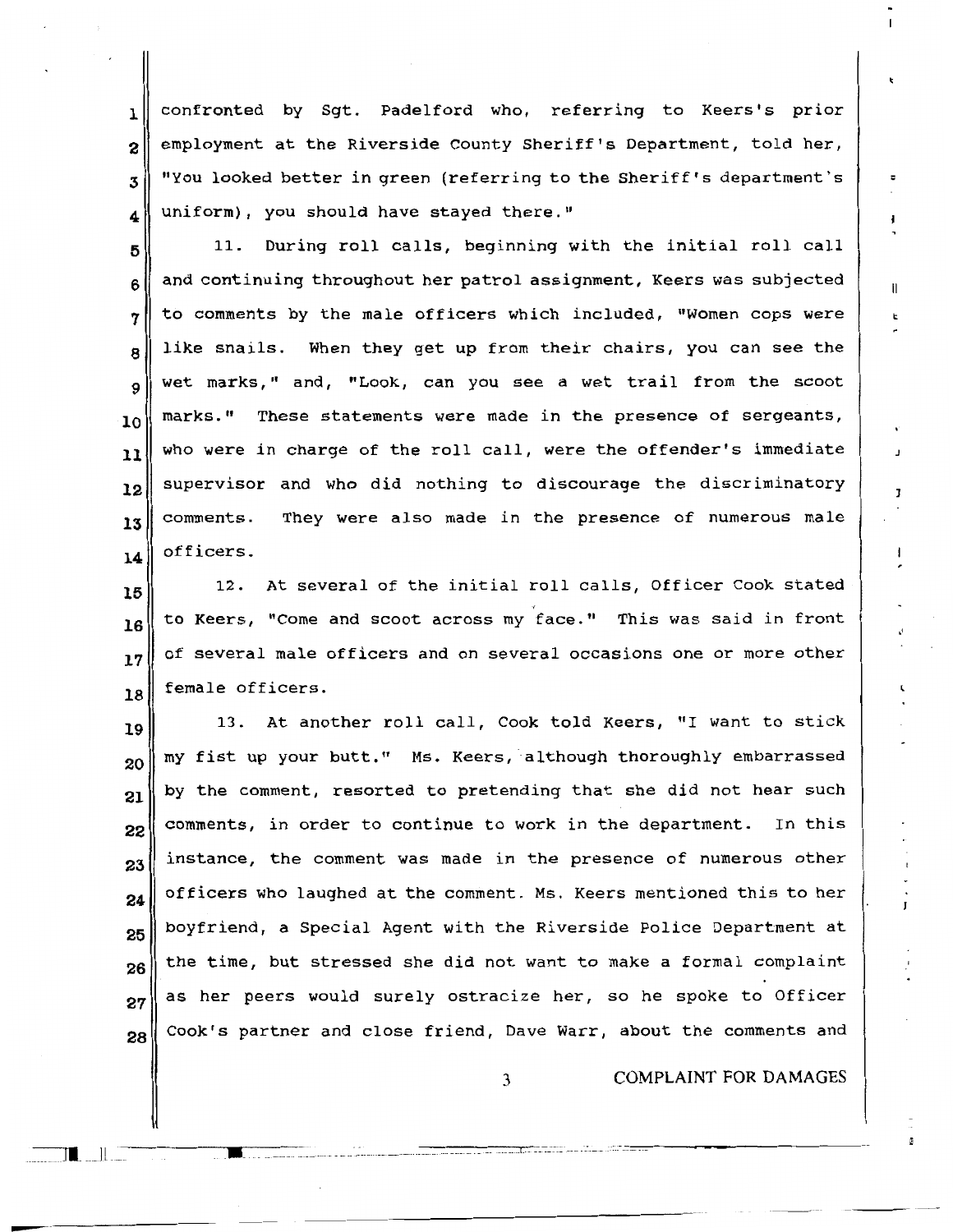confronted by Sgt. Padelford who, referring to Keers's prior employment at the Riverside County Sheriff's Department, told her, "You looked better in green (referring to the Sheriff's department's uniform), you should have stayed there."

11. During roll calls, beginning with the initial roll call and continuing throughout her patrol assignment, Keers was subjected to comments by the male officers which included, "Women cops were like snails. When they get up from their chairs, you can see the wet marks," and, "Look, can you see a wet trail from the scoot marks." These statements were made in the presence of sergeants, who were in charge of the roll call, were the offender's immediate supervisor and who did nothing to discourage the discriminatory comments. They were also made in the presence of numerous male officers.

12. At several of the initial roll calls, Officer Cook stated to Keers, "Come and scoot across my face." This was said in front of several male officers and on several occasions one or more other female officers.

13. At another roll call, Cook told Keers, "I want to stick my fist up your butt." Ms. Keers, although thoroughly embarrassed by the comment, resorted to pretending that she did not hear such comments, in order to continue to work in the department. In this instance, the comment was made in the presence of numerous other officers who laughed at the comment. Ms. Keers mentioned this to her boyfriend, a Special Agent with the Riverside Police Department at the time, but stressed she did not want to make a formal complaint as her peers would surely ostracize her, so he spoke to Officer Cook's partner and close friend, Dave Warr, about the comments and

COMPLAINT FOR DAMAGES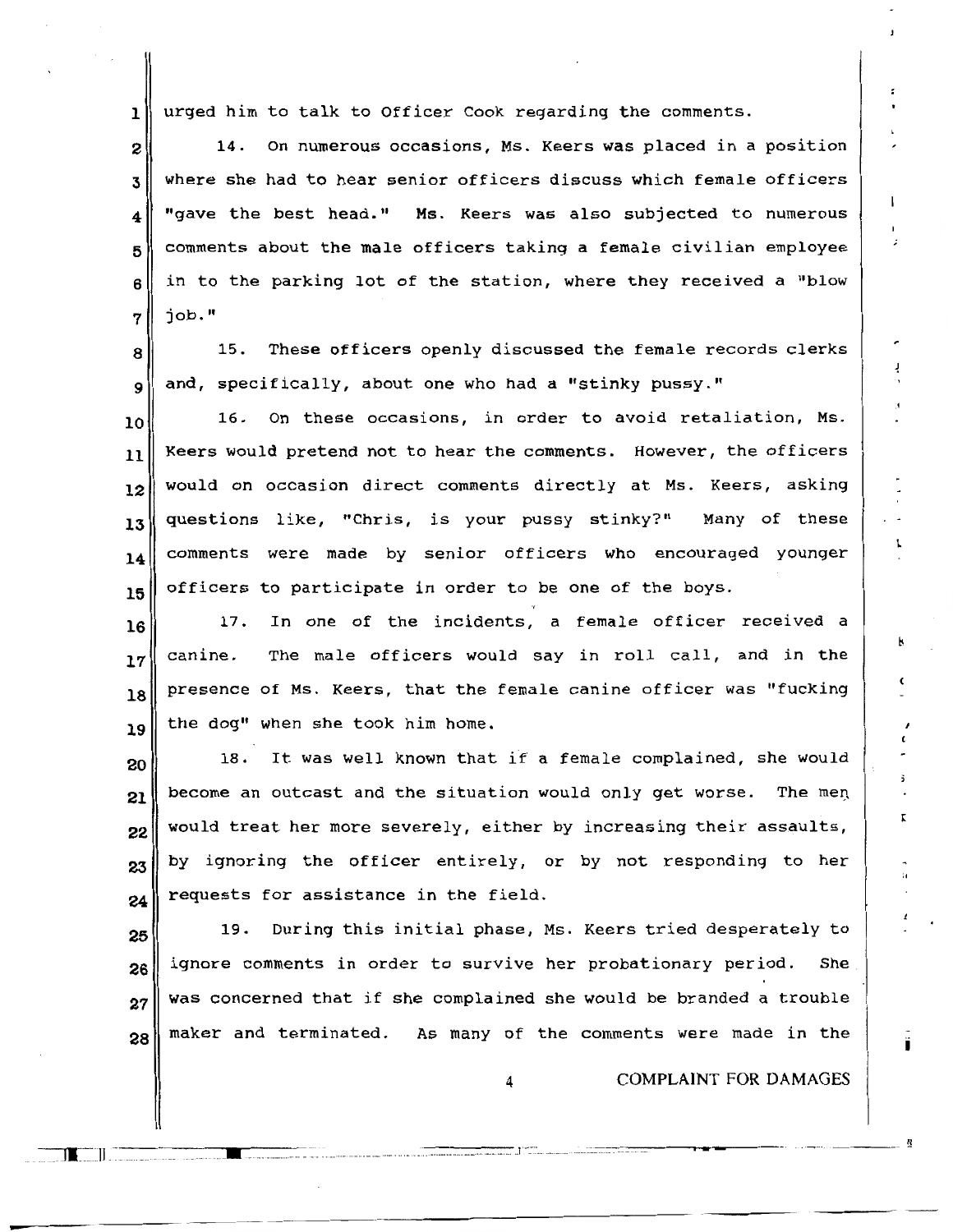urged him to talk to Officer Cook regarding the comments.

14. On numerous occasions, Ms. Keers was placed in a position where she had to hear senior officers discuss which female officers "gave the best head." Ms. Keers was also subjected to numerous comments about the male officers taking a female civilian employee in to the parking lot of the station, where they received a "blow job."

15. These officers openly discussed the female records clerks and, specifically, about one who had a "stinky pussy."

16. On these occasions, in order to avoid retaliation, Ms. Keers would pretend not to hear the comments. However, the officers would on occasion direct comments directly at Ms. Keers, asking questions like, "Chris, is your pussy stinky?" Many of these comments were made by senior officers who encouraged younger officers to participate in order to be one of the boys.

17. In one of the incidents, a female officer received a canine. The male officers would say in roll call, and in the presence of Ms. Keers, that the female canine officer was "fucking the dog" when she took him home.

18. It was well known that if a female complained, she would become an outcast and the situation would only get worse. The men would treat her more severely, either by increasing their assaults, by ignoring the officer entirely, or by not responding to her requests for assistance in the field.

19. During this initial phase, Ms. Keers tried desperately to ignore comments in order to survive her probationary period. She was concerned that if she complained she would be branded a trouble maker and terminated. As many of the comments were made in the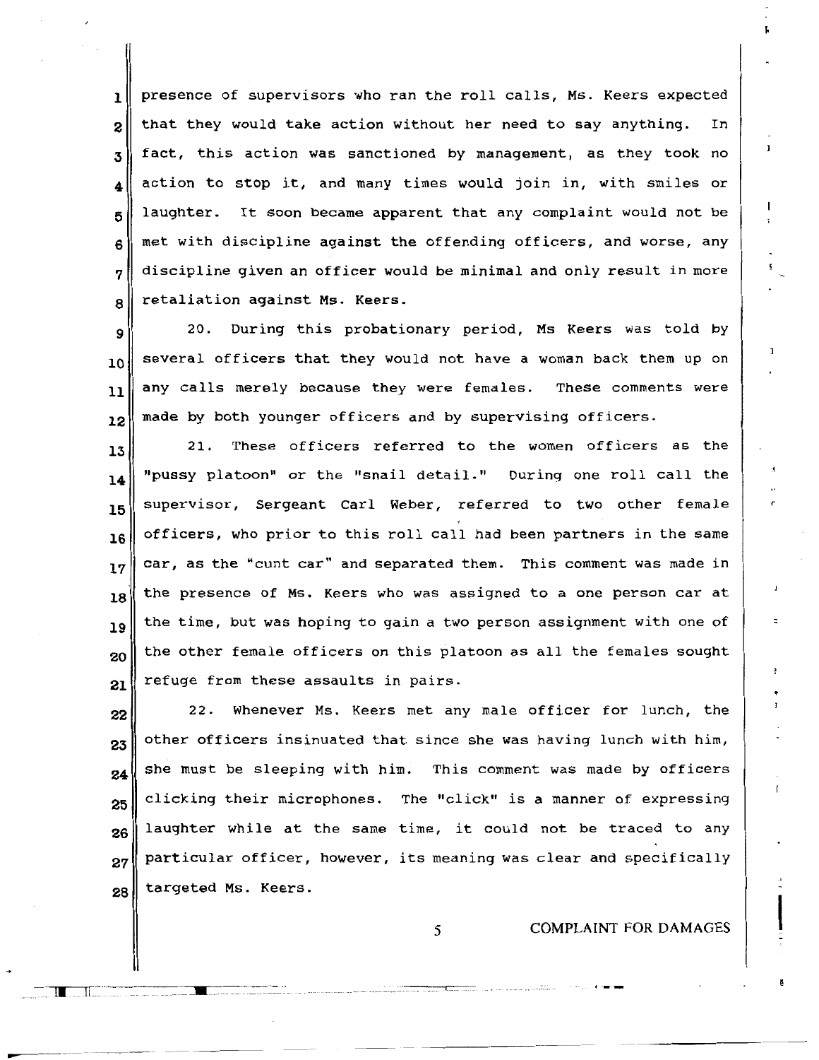presence of supervisors who ran the roll calls, Ms. Keers expected that they would take action without her need to say anything. In fact, this action was sanctioned by management, as they took no action to stop it, and many times would join in, with smiles or laughter. It soon became apparent that any complaint would not be met with discipline against the offending officers, and worse, any discipline given an officer would be minimal and only result in more retaliation against Ms. Keers.

20. During this probationary period, Ms Keers was told by several officers that they would not have a woman back them up on any calls merely because they were females. These comments were made by both younger officers and by supervising officers.

21. These officers referred to the women officers as the "pussy platoon" or the "snail detail." During one roll call the supervisor, Sergeant Carl Weber, referred to two other female officers, who prior to this roll call had been partners in the same car, as the "cunt car" and separated them. This comment was made in the presence of Ms. Keers who was assigned to a one person car at the time, but was hoping to gain a two person assignment with one of the other female officers on this platoon as all the females sought refuge from these assaults in pairs.

22. Whenever Ms. Keers met any male officer for lunch, the other officers insinuated that since she was having lunch with him, she must be sleeping with him. This comment was made by officers clicking their microphones. The "click" is a manner of expressing laughter while at the same time, it could not be traced to any particular officer, however, its meaning was clear and specifically targeted Ms. Keers.

COMPLAINT FOR DAMAGES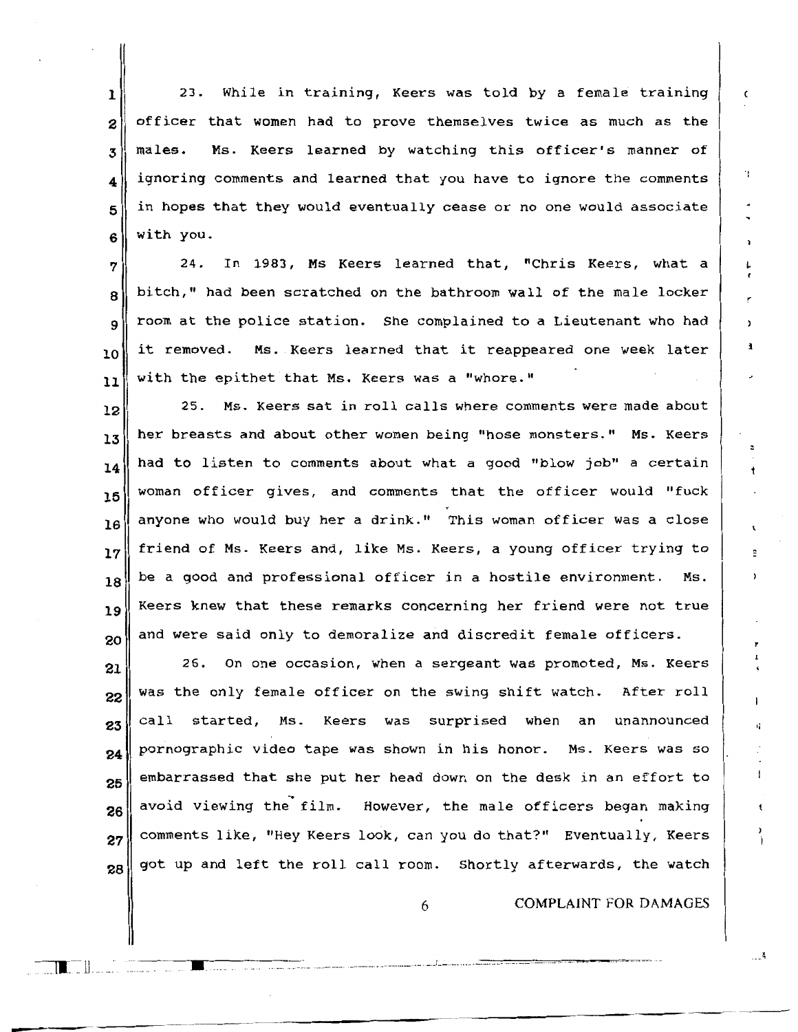23. While in training, Keers was told by a female training officer that women had to prove themselves twice as much as the males. Ms. Keers learned by watching this officer's manner of ignoring comments and learned that you have to ignore the comments in hopes that they would eventually cease or no one would associate with you.

24. In 1983, Ms Keers learned that, "Chris Keers, what a bitch," had been scratched on the bathroom wall of the male locker room at the police station. She complained to a Lieutenant who had it removed. Ms. Keers learned that it reappeared one week later with the epithet that Ms. Keers was a "whore."

25. Ms. Keers sat in roll calls where comments were made about her breasts and about other women being "hose monsters." Ms. Keers had to listen to comments about what a good "blow job" a certain woman officer gives, and comments that the officer would "fuck anyone who would buy her a drink." This woman officer was a close friend of Ms. Keers and, like Ms. Keers, a young officer trying to be a good and professional officer in a hostile environment. Ms. Keers knew that these remarks concerning her friend were not true and were said only to demoralize and discredit female officers.

26. On one occasion, when a sergeant was promoted, Ms. Keers was the only female officer on the swing shift watch. After roll call started, Ms. Keers was surprised when an unannounced pornographic video tape was shown in his honor. Ms. Keers was so embarrassed that she put her head down on the desk in an effort to avoid viewing the film. However, the male officers began making comments like, "Hey Keers look, can you do that?" Eventually, Keers got up and left the roll call room. Shortly afterwards, the watch

COMPLAINT FOR DAMAGES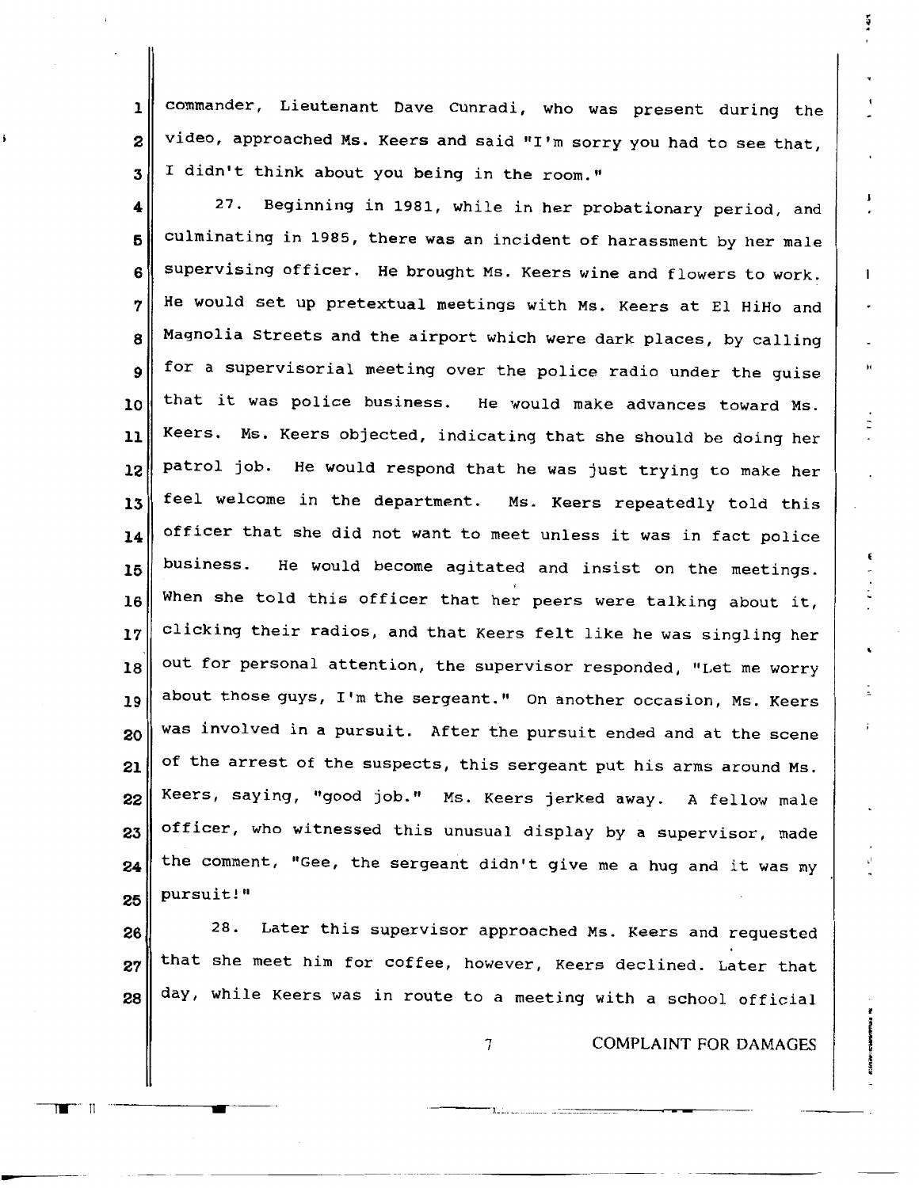commander, Lieutenant Dave Cunradi, who was present during the video, approached Ms. Keers and said "I'm sorry you had to see that, I didn't think about you being in the room."

27. Beginning in 1981, while in her probationary period, and culminating in 1985, there was an incident of harassment by her male supervising officer. He brought Ms. Keers wine and flowers to work. He would set up pretextual meetings with Ms. Keers at El HiHo and Magnolia Streets and the airport which were dark places, by calling for a supervisorial meeting over the police radio under the guise that it was police business. He would make advances toward Ms. Keers. Ms. Keers objected, indicating that she should be doing her patrol job. He would respond that he was just trying to make her feel welcome in the department. Ms. Keers repeatedly told this officer that she did not want to meet unless it was in fact police business. He would become agitated and insist on the meetings. When she told this officer that her peers were talking about it, clicking their radios, and that Keers felt like he was singling her out for personal attention, the supervisor responded, "Let me worry about those guys, I'm the sergeant." On another occasion, Ms. Keers was involved in a pursuit. After the pursuit ended and at the scene of the arrest of the suspects, this sergeant put his arms around Ms. Keers, saying, "good job." Ms. Keers jerked away. A fellow male officer, who witnessed this unusual display by a supervisor, made the comment, "Gee, the sergeant didn't give me a hug and it was my pursuit!"

28. Later this supervisor approached Ms. Keers and requested that she meet him for coffee, however, Keers declined. Later that day, while Keers was in route to a meeting with a school official

COMPLAINT FOR DAMAGES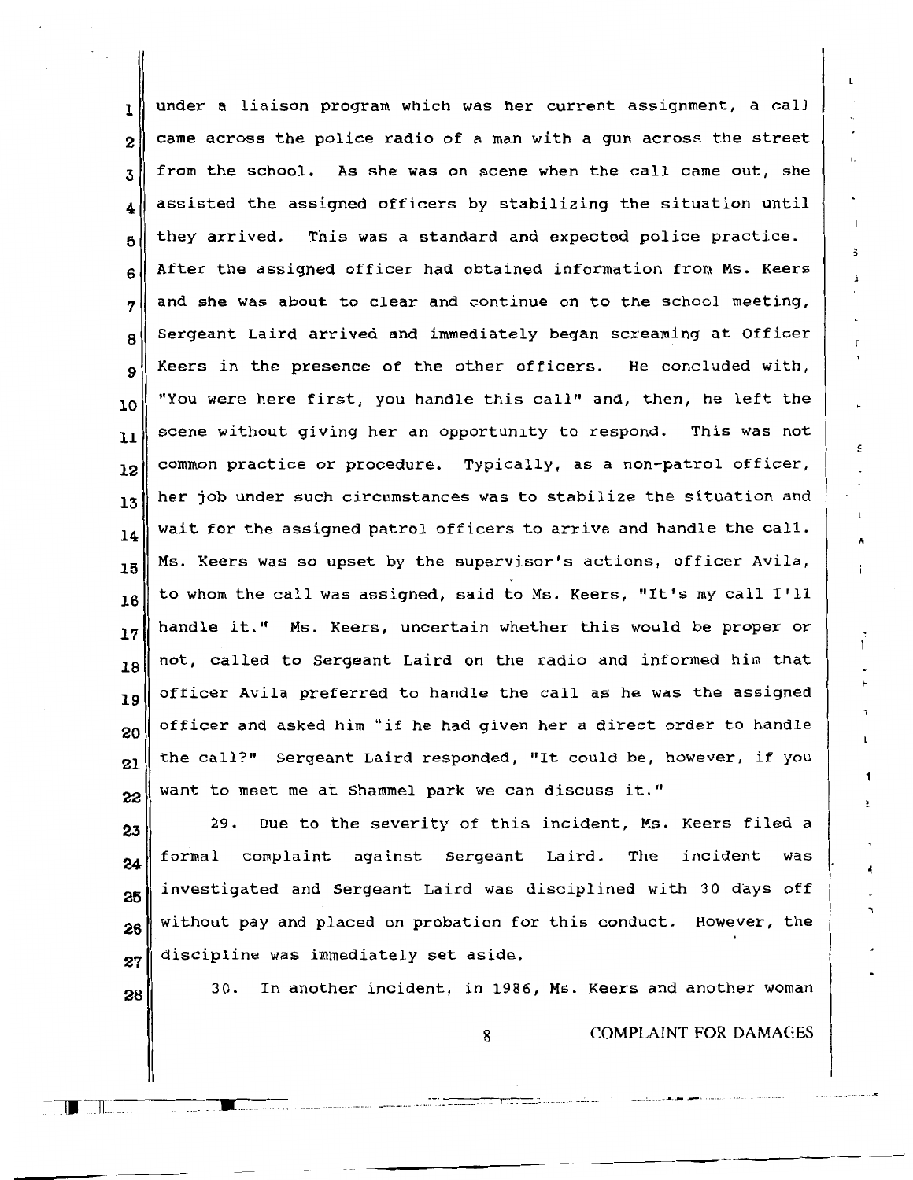under a liaison program which was her current assignment, a call came across the police radio of a man with a gun across the street from the school. As she was on scene when the call came out, she assisted the assigned officers by stabilizing the situation until they arrived. This was a standard and expected police practice. After the assigned officer had obtained information from Ms. Keers and she was about to clear and continue on to the school meeting, Sergeant Laird arrived and immediately began screaming at Officer Keers in the presence of the other officers. He concluded with, "You were here first, you handle this call" and, then, he left the scene without giving her an opportunity to respond. This was not common practice or procedure. Typically, as a non-patrol officer, her job under such circumstances was to stabilize the situation and wait for the assigned patrol officers to arrive and handle the call. Ms. Keers was so upset by the supervisor's actions, officer Avila, to whom the call was assigned, said to Ms. Keers, "It's my call I'll handle it." Ms. Keers, uncertain whether this would be proper or not, called to Sergeant Laird on the radio and informed him that officer Avila preferred to handle the call as he was the assigned officer and asked him "if he had given her a direct order to handle the call?" Sergeant Laird responded, "It could be, however, if you want to meet me at Shammel park we can discuss it."

29. Due to the severity of this incident, Ms. Keers filed a formal complaint against Sergeant Laird. The incident was investigated and Sergeant Laird was disciplined with 30 days off without pay and placed on probation for this conduct. However, the discipline was immediately set aside.

30. In another incident, in 1986, Ms. Keers and another woman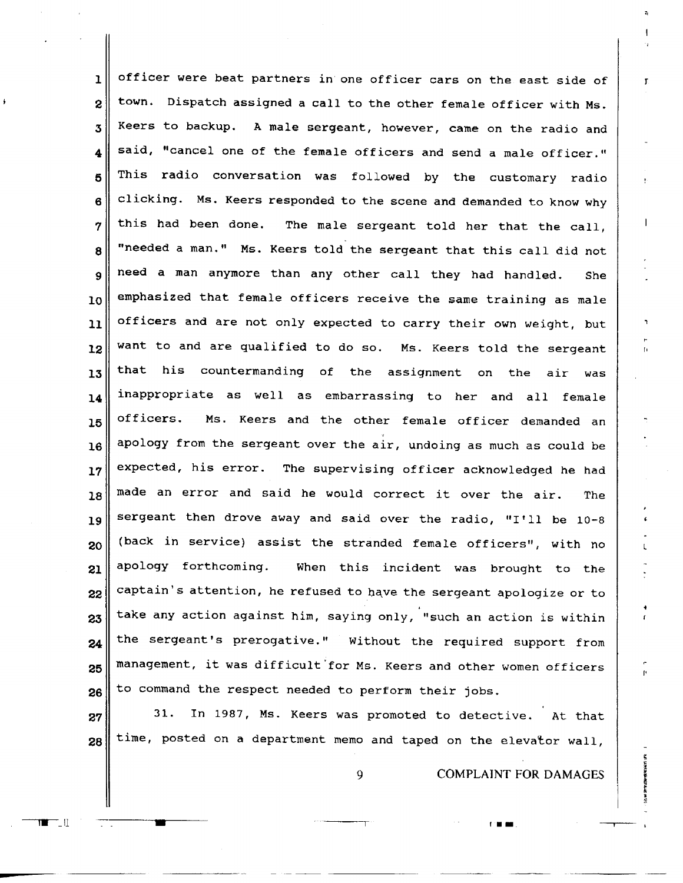officer were beat partners in one officer cars on the east side of town. Dispatch assigned a call to the other female officer with Ms. Keers to backup. A male sergeant, however, came on the radio and said, "cancel one of the female officers and send a male officer." This radio conversation was followed by the customary radio clicking. Ms. Keers responded to the scene and demanded to know why this had been done. The male sergeant told her that the call, "needed a man." Ms. Keers told the sergeant that this call did not need a man anymore than any other call they had handled. She emphasized that female officers receive the same training as male officers and are not only expected to carry their own weight, but want to and are qualified to do so. Ms. Keers told the sergeant that his countermanding of the assignment on the air was inappropriate as well as embarrassing to her and all female officers. Ms. Keers and the other female officer demanded an apology from the sergeant over the air, undoing as much as could be expected, his error. The supervising officer acknowledged he had made an error and said he would correct it over the air. The sergeant then drove away and said over the radio, "I'll be 10-8 (back in service) assist the stranded female officers", with no apology forthcoming. When this incident was brought to the captain's attention, he refused to have the sergeant apologize or to take any action against him, saying only, "such an action is within the sergeant's prerogative." Without the required support from management, it was difficult for Ms. Keers and other women officers to command the respect needed to perform their jobs.

31. In 1987, Ms. Keers was promoted to detective. At that time, posted on a department memo and taped on the elevator wall,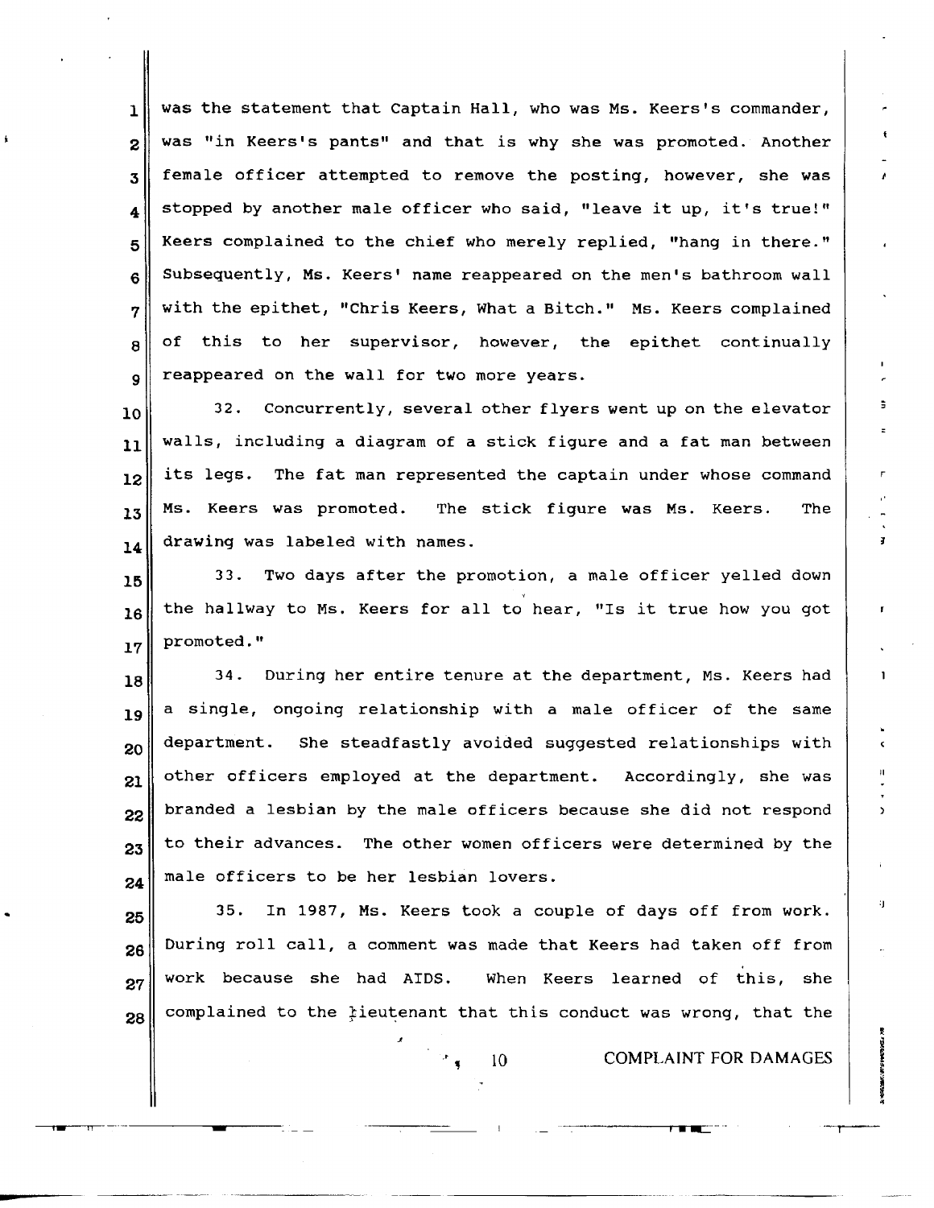was the statement that Captain Hall, who was Ms. Keers's commander, was "in Keers's pants" and that is why she was promoted. Another female officer attempted to remove the posting, however, she was stopped by another male officer who said, "leave it up, it's true!" Keers complained to the chief who merely replied, "hang in there." Subsequently, Ms. Keers' name reappeared on the men's bathroom wall with the epithet, "Chris Keers, What a Bitch." Ms. Keers complained of this to her supervisor, however, the epithet continually reappeared on the wall for two more years.

32. Concurrently, several other flyers went up on the elevator walls, including a diagram of a stick figure and a fat man between its legs. The fat man represented the captain under whose command Ms. Keers was promoted. The stick figure was Ms. Keers. The drawing was labeled with names.

33. Two days after the promotion, a male officer yelled down the hallway to Ms. Keers for all to hear, "Is it true how you got promoted."

34. During her entire tenure at the department, Ms. Keers had a single, ongoing relationship with a male officer of the same department. She steadfastly avoided suggested relationships with other officers employed at the department. Accordingly, she was branded a lesbian by the male officers because she did not respond to their advances. The other women officers were determined by the male officers to be her lesbian lovers.

35. In 1987, Ms. Keers took a couple of days off from work. During roll call, a comment was made that Keers had taken off from work because she had AIDS. When Keers learned of this, she complained to the lieutenant that this conduct was wrong, that the

COMPLAINT FOR DAMAGES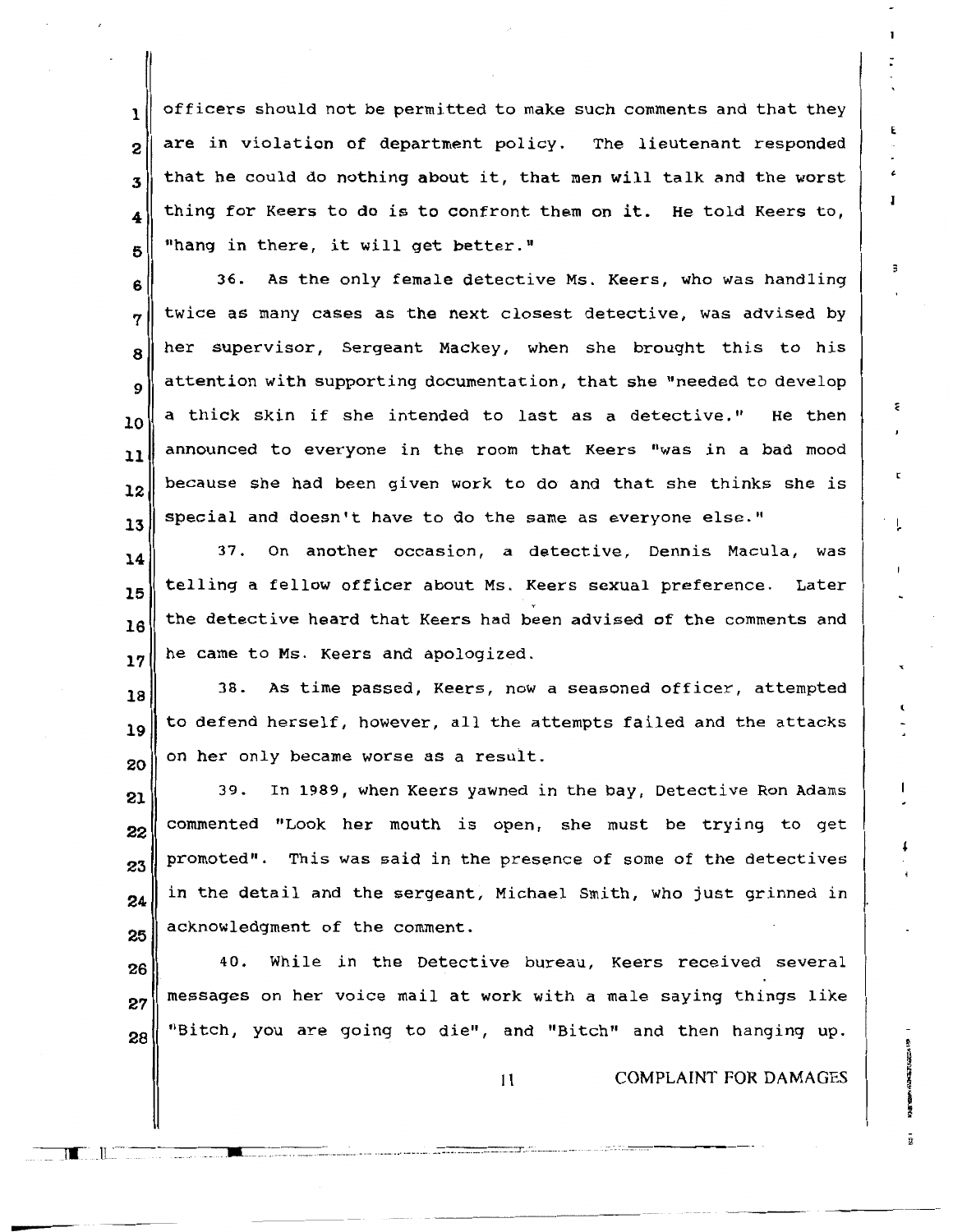officers should not be permitted to make such comments and that they are in violation of department policy. The lieutenant responded that he could do nothing about it, that men will talk and the worst thing for Keers to do is to confront them on it. He told Keers to, "hang in there, it will get better."

36. As the only female detective Ms. Keers, who was handling twice as many cases as the next closest detective, was advised by her supervisor, Sergeant Mackey, when she brought this to his attention with supporting documentation, that she "needed to develop a thick skin if she intended to last as a detective." He then announced to everyone in the room that Keers "was in a bad mood because she had been given work to do and that she thinks she is special and doesn't have to do the same as everyone else."

37. On another occasion, a detective, Dennis Macula, was telling a fellow officer about Ms. Keers sexual preference. Later the detective heard that Keers had been advised of the comments and he came to Ms. Keers and apologized.

38. As time passed, Keers, now a seasoned officer, attempted to defend herself, however, all the attempts failed and the attacks on her only became worse as a result.

39. In 1989, when Keers yawned in the bay, Detective Ron Adams commented "Look her mouth is open, she must be trying to get promoted". This was said in the presence of some of the detectives in the detail and the sergeant, Michael Smith, who just grinned in acknowledgment of the comment.

40. While in the Detective bureau, Keers received several messages on her voice mail at work with a male saying things like "Bitch, you are going to die", and "Bitch" and then hanging up.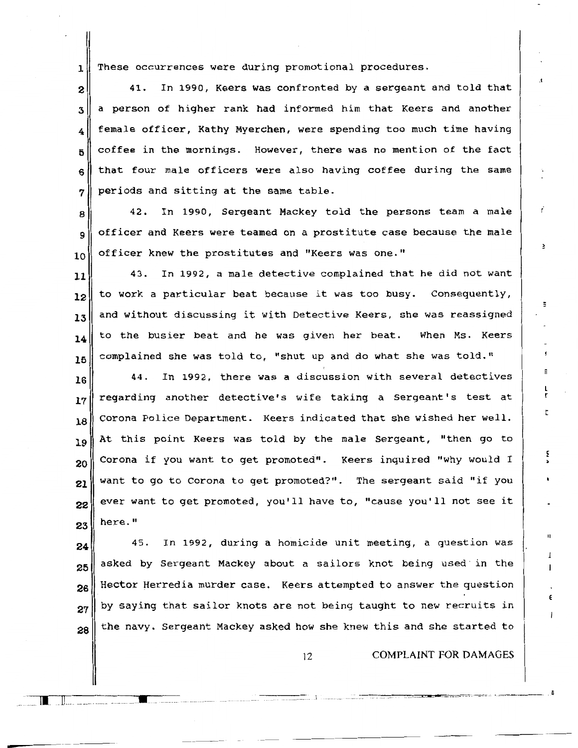These occurrences were during promotional procedures.

41. In 1990, Keers was confronted by a sergeant and told that a person of higher rank had informed him that Keers and another female officer, Kathy Myerchen, were spending too much time having coffee in the mornings. However, there was no mention of the fact that four male officers were also having coffee during the same periods and sitting at the same table.

42. In 1990, Sergeant Mackey told the persons team a male officer and Keers were teamed on a prostitute case because the male officer knew the prostitutes and "Keers was one."

43. In 1992, a male detective complained that he did not want to work a particular beat because it was too busy. Consequently, and without discussing it with Detective Keers, she was reassigned to the busier beat and he was given her beat. When Ms. Keers complained she was told to, "shut up and do what she was told."

44. In 1992, there was a discussion with several detectives regarding another detective's wife taking a Sergeant's test at Corona Police Department. Keers indicated that she wished her well. At this point Keers was told by the male Sergeant, "then go to Corona if you want to get promoted". Keers inquired "why would I want to go to Corona to get promoted?". The sergeant said "if you ever want to get promoted, you'll have to, "cause you'll not see it here."

45. In 1992, during a homicide unit meeting, a question was asked by Sergeant Mackey about a sailors knot being used in the Hector Herredia murder case. Keers attempted to answer the question by saying that sailor knots are not being taught to new recruits in the navy. Sergeant Mackey asked how she knew this and she started to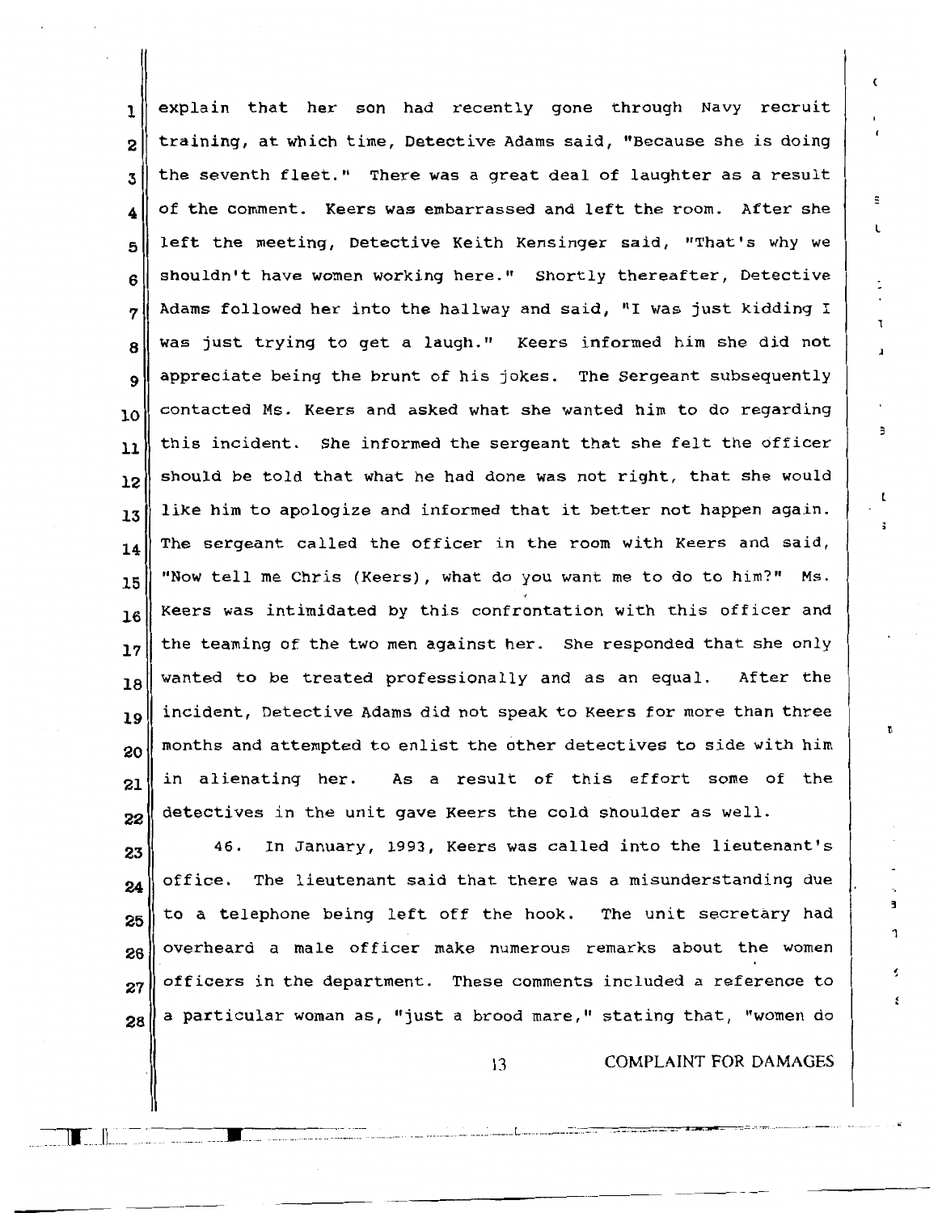explain that her son had recently gone through Navy recruit training, at which time, Detective Adams said, "Because she is doing the seventh fleet." There was a great deal of laughter as a result of the comment. Keers was embarrassed and left the room. After she left the meeting, Detective Keith Kensinger said, "That's why we shouldn't have women working here." Shortly thereafter, Detective Adams followed her into the hallway and said, "I was just kidding I was just trying to get a laugh." Keers informed him she did not appreciate being the brunt of his jokes. The Sergeant subsequently contacted Ms. Keers and asked what she wanted him to do regarding this incident. She informed the sergeant that she felt the officer should be told that what he had done was not right, that she would like him to apologize and informed that it better not happen again. The sergeant called the officer in the room with Keers and said, "Now tell me Chris (Keers), what do you want me to do to him?" Ms. Keers was intimidated by this confrontation with this officer and the teaming of the two men against her. She responded that she only wanted to be treated professionally and as an equal. After the incident, Detective Adams did not speak to Keers for more than three months and attempted to enlist the other detectives to side with him in alienating her. As a result of this effort some of the detectives in the unit gave Keers the cold shoulder as well.

46. In January, 1993, Keers was called into the lieutenant's office. The lieutenant said that there was a misunderstanding due to a telephone being left off the hook. The unit secretary had overheard a male officer make numerous remarks about the women officers in the department. These comments included a reference to a particular woman as, "just a brood mare," stating that, "women do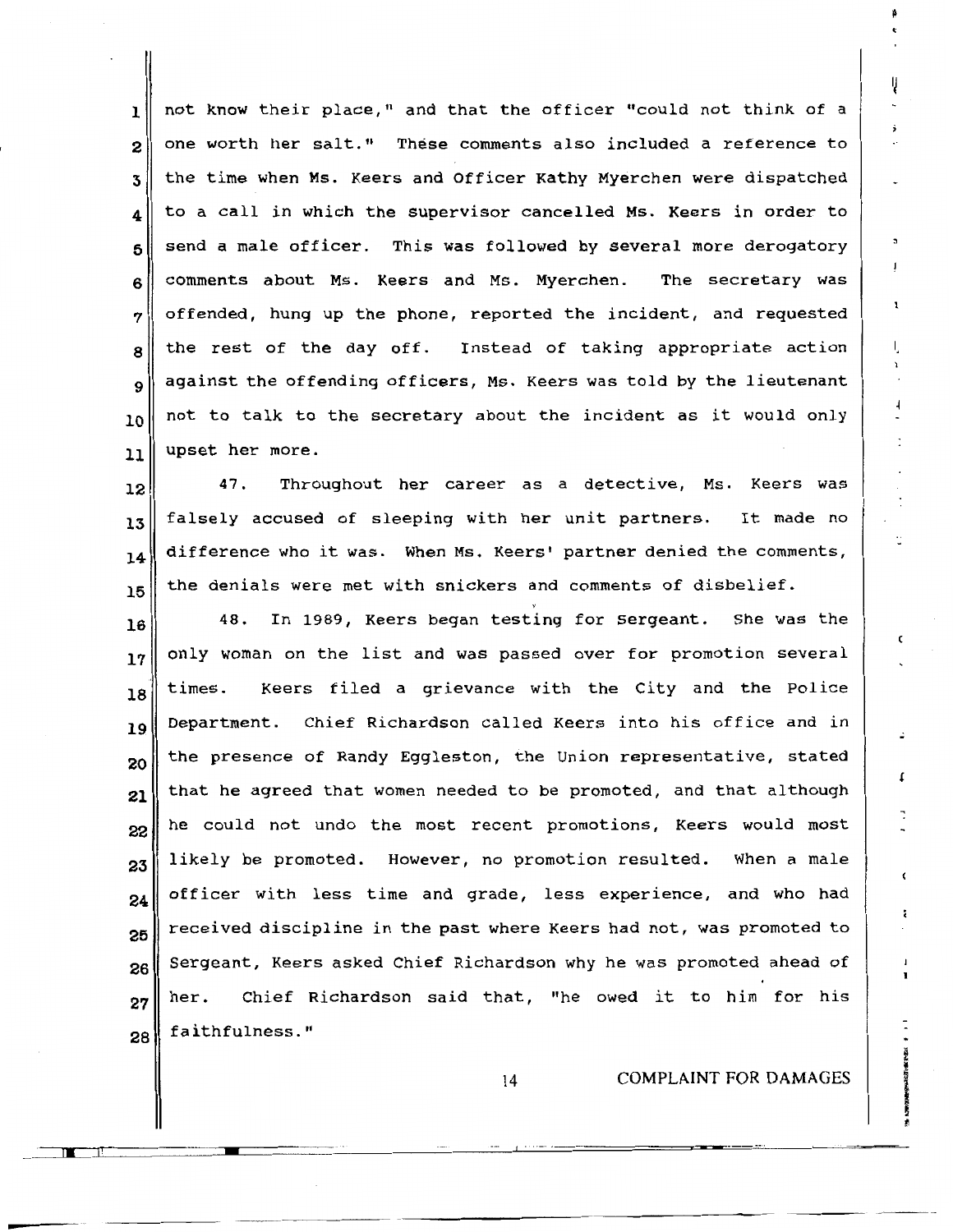not know their place," and that the officer "could not think of a one worth her salt." These comments also included a reference to the time when Ms. Keers and Officer Kathy Myerchen were dispatched to a call in which the supervisor cancelled Ms. Keers in order to send a male officer. This was followed by several more derogatory comments about Ms. Keers and Ms. Myerchen. The secretary was offended, hung up the phone, reported the incident, and requested the rest of the day off. Instead of taking appropriate action against the offending officers, Ms. Keers was told by the lieutenant not to talk to the secretary about the incident as it would only upset her more.

47. Throughout her career as a detective, Ms. Keers was falsely accused of sleeping with her unit partners. It made no difference who it was. When Ms. Keers' partner denied the comments, the denials were met with snickers and comments of disbelief.

48. In 1989, Keers began testing for Sergeant. She was the only woman on the list and was passed over for promotion several times. Keers filed a grievance with the City and the Police Department. Chief Richardson called Keers into his office and in the presence of Randy Eggleston, the Union representative, stated that he agreed that women needed to be promoted, and that although he could not undo the most recent promotions, Keers would most likely be promoted. However, no promotion resulted. When a male officer with less time and grade, less experience, and who had received discipline in the past where Keers had not, was promoted to Sergeant, Keers asked Chief Richardson why he was promoted ahead of her. Chief Richardson said that, "he owed it to him for his faithfulness."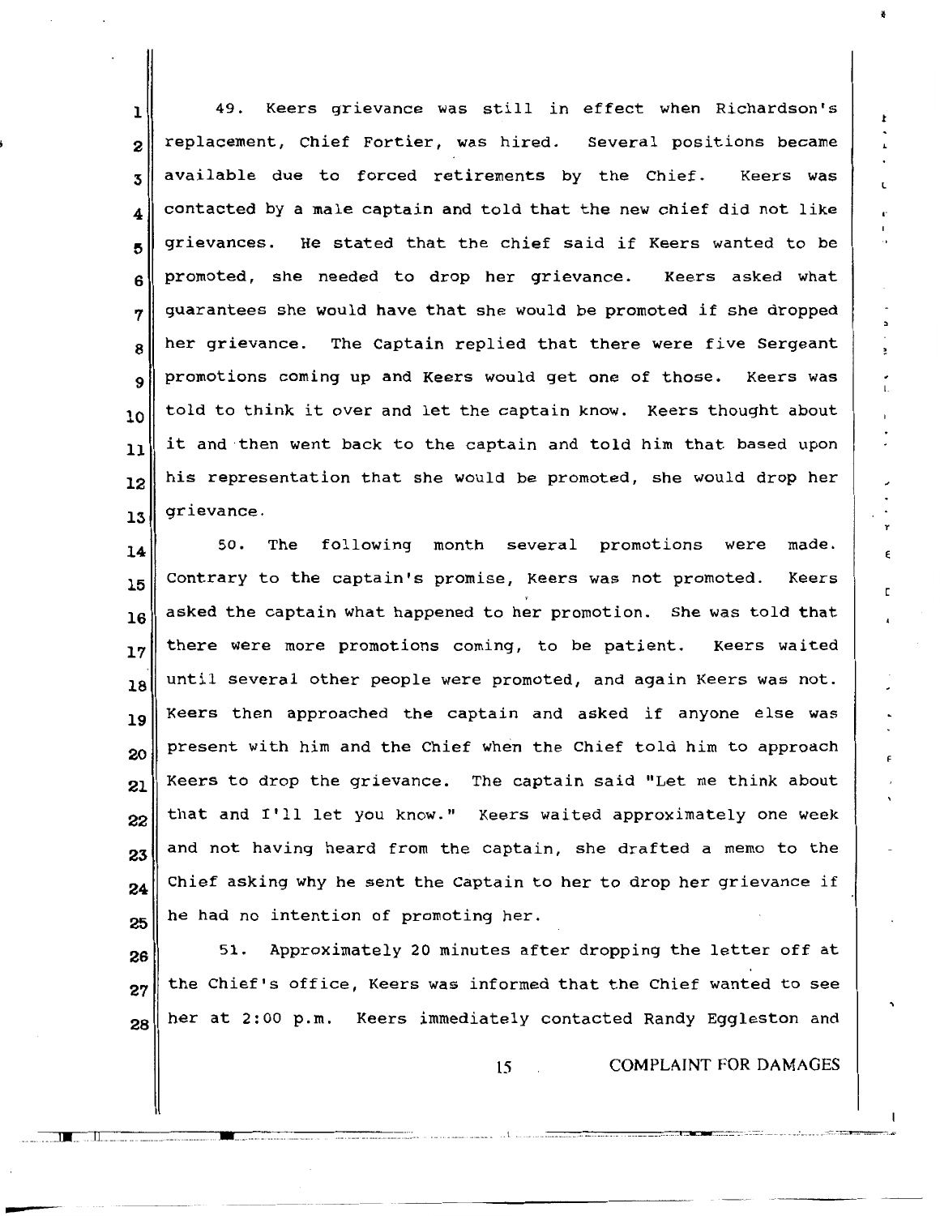49. Keers grievance was still in effect when Richardson's replacement, Chief Fortier, was hired. Several positions became available due to forced retirements by the Chief. Keers was contacted by a male captain and told that the new chief did not like grievances. He stated that the chief said if Keers wanted to be promoted, she needed to drop her grievance. Keers asked what guarantees she would have that she would be promoted if she dropped her grievance. The Captain replied that there were five Sergeant promotions coming up and Keers would get one of those. Keers was told to think it over and let the captain know. Keers thought about it and then went back to the captain and told him that based upon his representation that she would be promoted, she would drop her grievance.

50. The following month several promotions were made. Contrary to the captain's promise, Keers was not promoted. Keers asked the captain what happened to her promotion. She was told that there were more promotions coming, to be patient. Keers waited until several other people were promoted, and again Keers was not. Keers then approached the captain and asked if anyone else was present with him and the Chief when the Chief told him to approach Keers to drop the grievance. The captain said "Let me think about that and I'll let you know." Keers waited approximately one week and not having heard from the captain, she drafted a memo to the Chief asking why he sent the Captain to her to drop her grievance if he had no intention of promoting her.

51. Approximately 20 minutes after dropping the letter off at the Chief's office, Keers was informed that the Chief wanted to see her at 2:00 p.m. Keers immediately contacted Randy Eggleston and

COMPLAINT FOR DAMAGES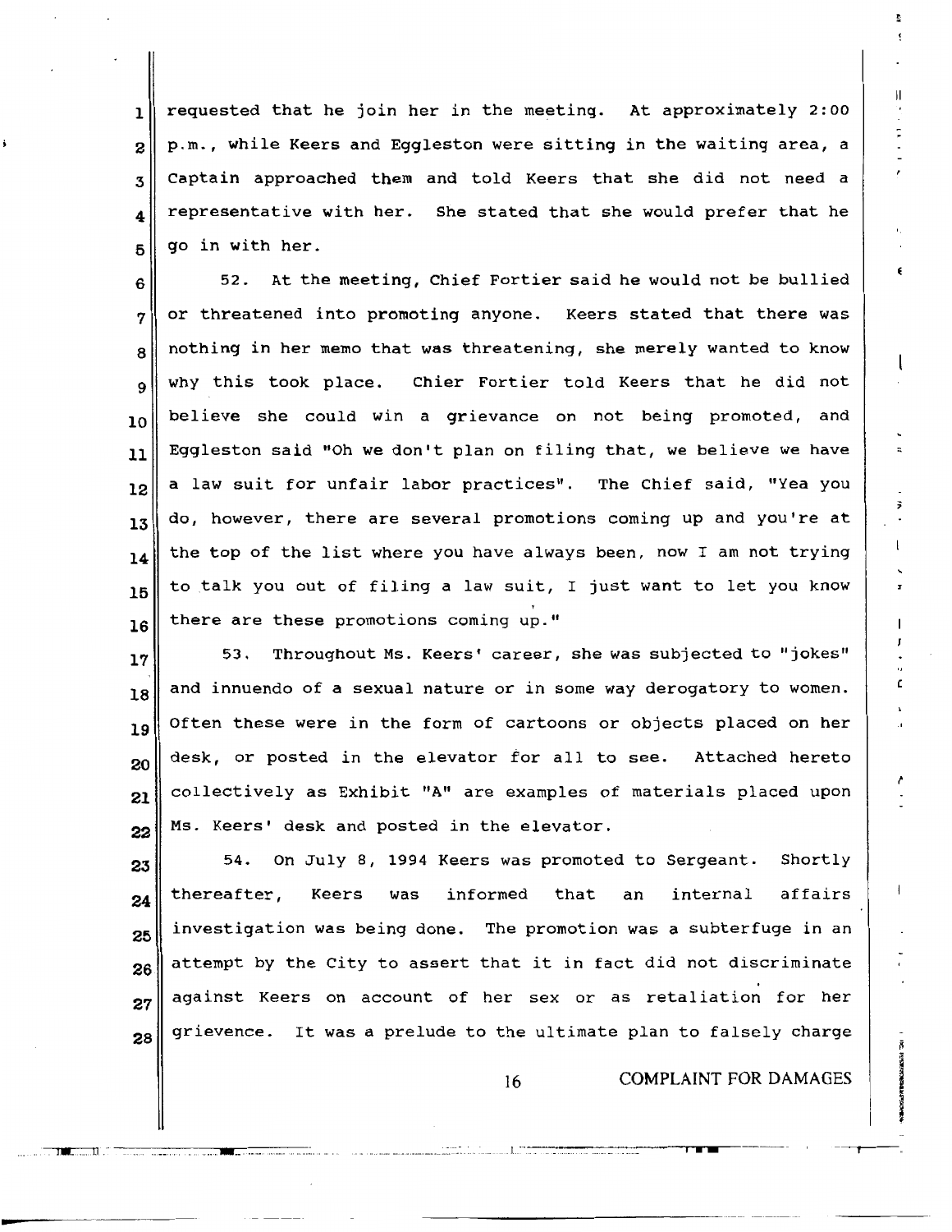requested that he join her in the meeting. At approximately 2:00 p.m., while Keers and Eggleston were sitting in the waiting area, a Captain approached them and told Keers that she did not need a representative with her. She stated that she would prefer that he go in with her.

52. At the meeting, Chief Fortier said he would not be bullied or threatened into promoting anyone. Keers stated that there was nothing in her memo that was threatening, she merely wanted to know why this took place. Chier Fortier told Keers that he did not believe she could win a grievance on not being promoted, and Eggleston said "Oh we don't plan on filing that, we believe we have a law suit for unfair labor practices". The Chief said, "Yea you do, however, there are several promotions coming up and you're at the top of the list where you have always been, now I am not trying to talk you out of filing a law suit, I just want to let you know there are these promotions coming up."

53. Throughout Ms. Keers' career, she was subjected to "jokes" and innuendo of a sexual nature or in some way derogatory to women. Often these were in the form of cartoons or objects placed on her desk, or posted in the elevator for all to see. Attached hereto collectively as Exhibit "A" are examples of materials placed upon Ms. Keers' desk and posted in the elevator.

54. On July 8, 1994 Keers was promoted to Sergeant. Shortly thereafter, Keers was informed that an internal affairs investigation was being done. The promotion was a subterfuge in an attempt by the City to assert that it in fact did not discriminate against Keers on account of her sex or as retaliation for her grievence. It was a prelude to the ultimate plan to falsely charge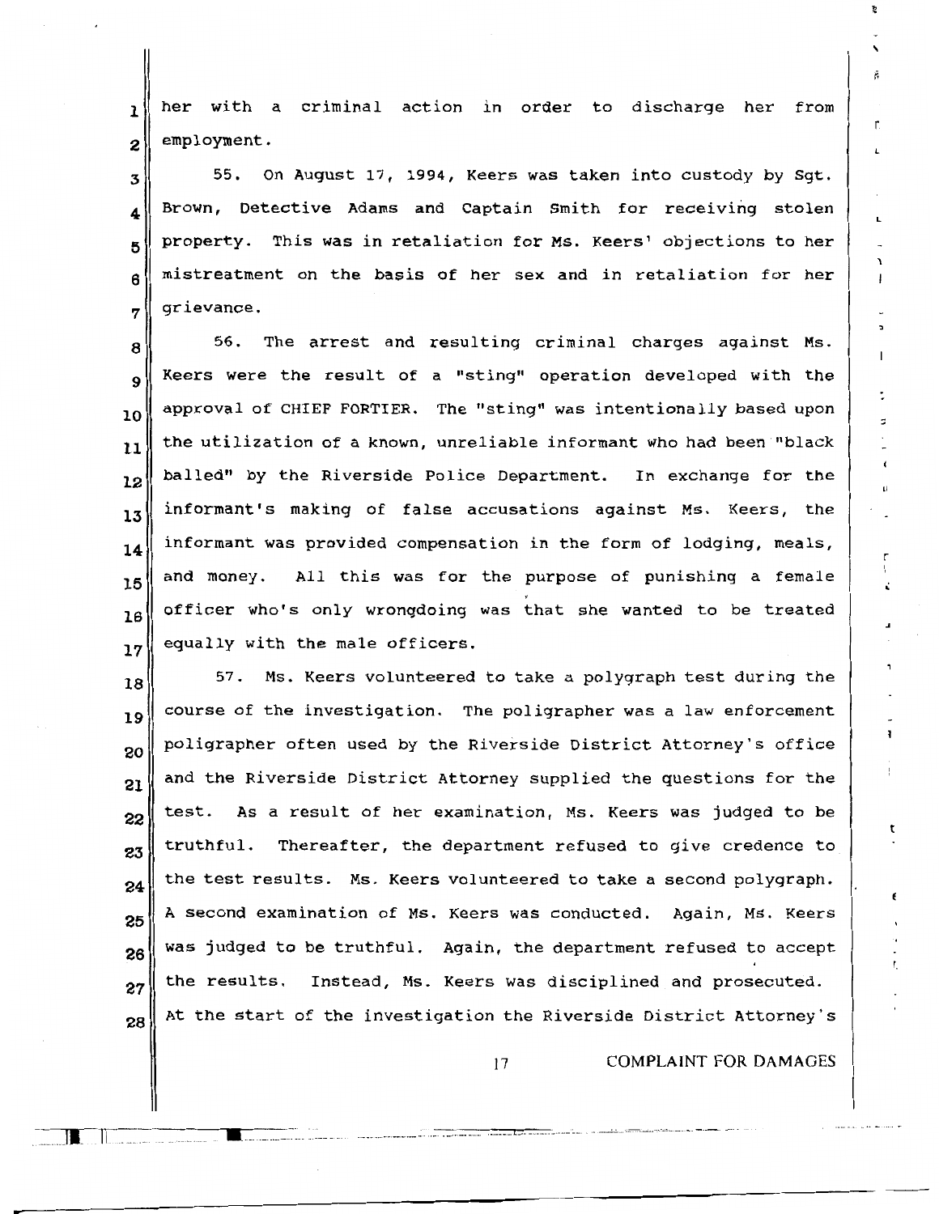her with a criminal action in order to discharge her from employment.

55. On August 17, 1994, Keers was taken into custody by Sgt. Brown, Detective Adams and Captain Smith for receiving stolen property. This was in retaliation for Ms. Keers' objections to her mistreatment on the basis of her sex and in retaliation for her grievance.

56. The arrest and resulting criminal charges against Ms. Keers were the result of a "sting" operation developed with the approval of CHIEF FORTIER. The "sting" was intentionally based upon the utilization of a known, unreliable informant who had been "black balled" by the Riverside Police Department. In exchange for the informant's making of false accusations against Ms. Keers, the informant was provided compensation in the form of lodging, meals, and money. All this was for the purpose of punishing a female officer who's only wrongdoing was that she wanted to be treated equally with the male officers.

57. Ms. Keers volunteered to take a polygraph test during the course of the investigation. The poligrapher was a law enforcement poligrapher often used by the Riverside District Attorney's office and the Riverside District Attorney supplied the questions for the test. As a result of her examination, Ms. Keers was judged to be truthful. Thereafter, the department refused to give credence to the test results. Ms. Keers volunteered to take a second polygraph. A second examination of Ms. Keers was conducted. Again, Ms. Keers was judged to be truthful. Again, the department refused to accept the results. Instead, Ms. Keers was disciplined and prosecuted. At the start of the investigation the Riverside District Attorney's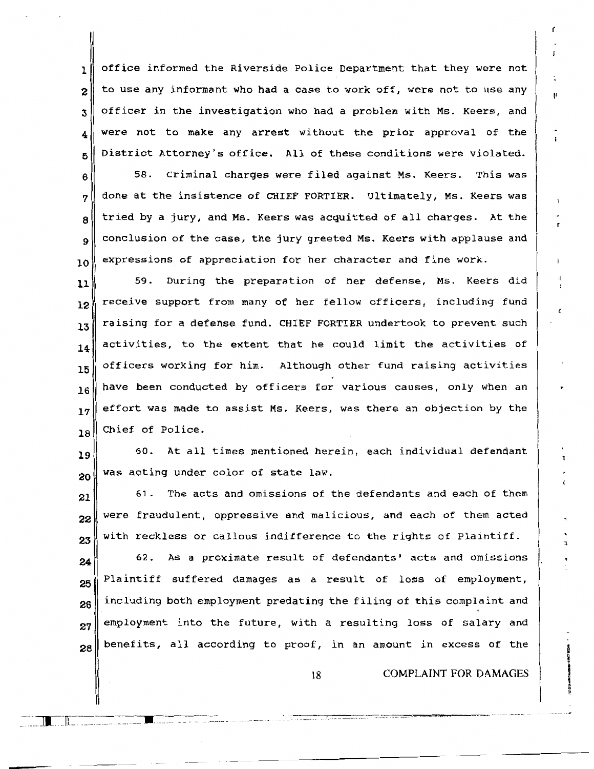office informed the Riverside Police Department that they were not to use any informant who had a case to work off, were not to use any officer in the investigation who had a problem with Ms. Keers, and were not to make any arrest without the prior approval of the District Attorney's office. All of these conditions were violated.

58. Criminal charges were filed against Ms. Keers. This was done at the insistence of CHIEF FORTIER. Ultimately, Ms. Keers was tried by a jury, and Ms. Keers was acquitted of all charges. At the conclusion of the case, the jury greeted Ms. Keers with applause and expressions of appreciation for her character and fine work.

59. During the preparation of her defense, Ms. Keers did receive support from many of her fellow officers, including fund raising for a defense fund. CHIEF FORTIER undertook to prevent such activities, to the extent that he could limit the activities of officers working for him. Although other fund raising activities have been conducted by officers for various causes, only when an effort was made to assist Ms. Keers, was there an objection by the Chief of Police.

60. At all times mentioned herein, each individual defendant was acting under color of state law.

61. The acts and omissions of the defendants and each of them were fraudulent, oppressive and malicious, and each of them acted with reckless or callous indifference to the rights of Plaintiff.

62. As a proximate result of defendants' acts and omissions Plaintiff suffered damages as a result of loss of employment, including both employment predating the filing of this complaint and employment into the future, with a resulting loss of salary and benefits, all according to proof, in an amount in excess of the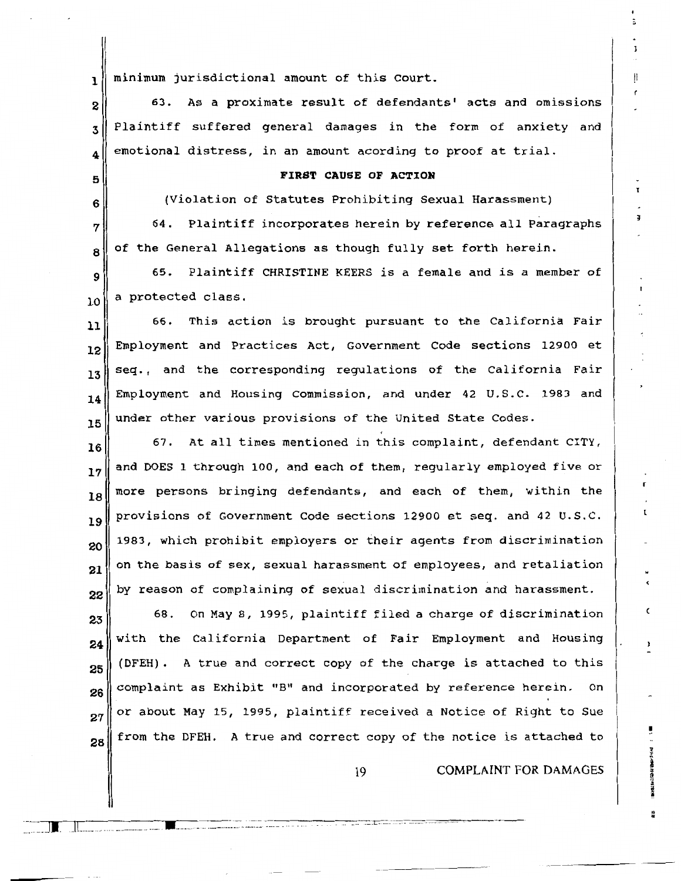minimum jurisdictional amount of this Court.

63. As a proximate result of defendants' acts and omissions Plaintiff suffered general damages in the form of anxiety and emotional distress, in an amount acording to proof at trial.

**FIRST CAUSE OF ACTION**

(Violation of Statutes Prohibiting Sexual Harassment)

64. Plaintiff incorporates herein by reference all Paragraphs of the General Allegations as though fully set forth herein.

65. Plaintiff CHRISTINE KEERS is a female and is a member of a protected class.

66. This action is brought pursuant to the California Fair Employment and Practices Act, Government Code sections 12900 et seq., and the corresponding regulations of the California Fair Employment and Housing Commission, and under 42 U.S.C. 1983 and under other various provisions of the United State Codes.

67. At all times mentioned in this complaint, defendant CITY, and DOES 1 through 100, and each of them, regularly employed five or more persons bringing defendants, and each of them, within the provisions of Government Code sections 12900 et seq. and 42 U.S.C. 1983, which prohibit employers or their agents from discrimination on the basis of sex, sexual harassment of employees, and retaliation by reason of complaining of sexual discrimination and harassment.

68. On May 8, 1995, plaintiff filed a charge of discrimination with the California Department of Fair Employment and Housing (DFEH). A true and correct copy of the charge is attached to this complaint as Exhibit "B" and incorporated by reference herein. On or about May 15, 1995, plaintiff received a Notice of Right to Sue from the DFEH. A true and correct copy of the notice is attached to

COMPLAINT FOR DAMAGES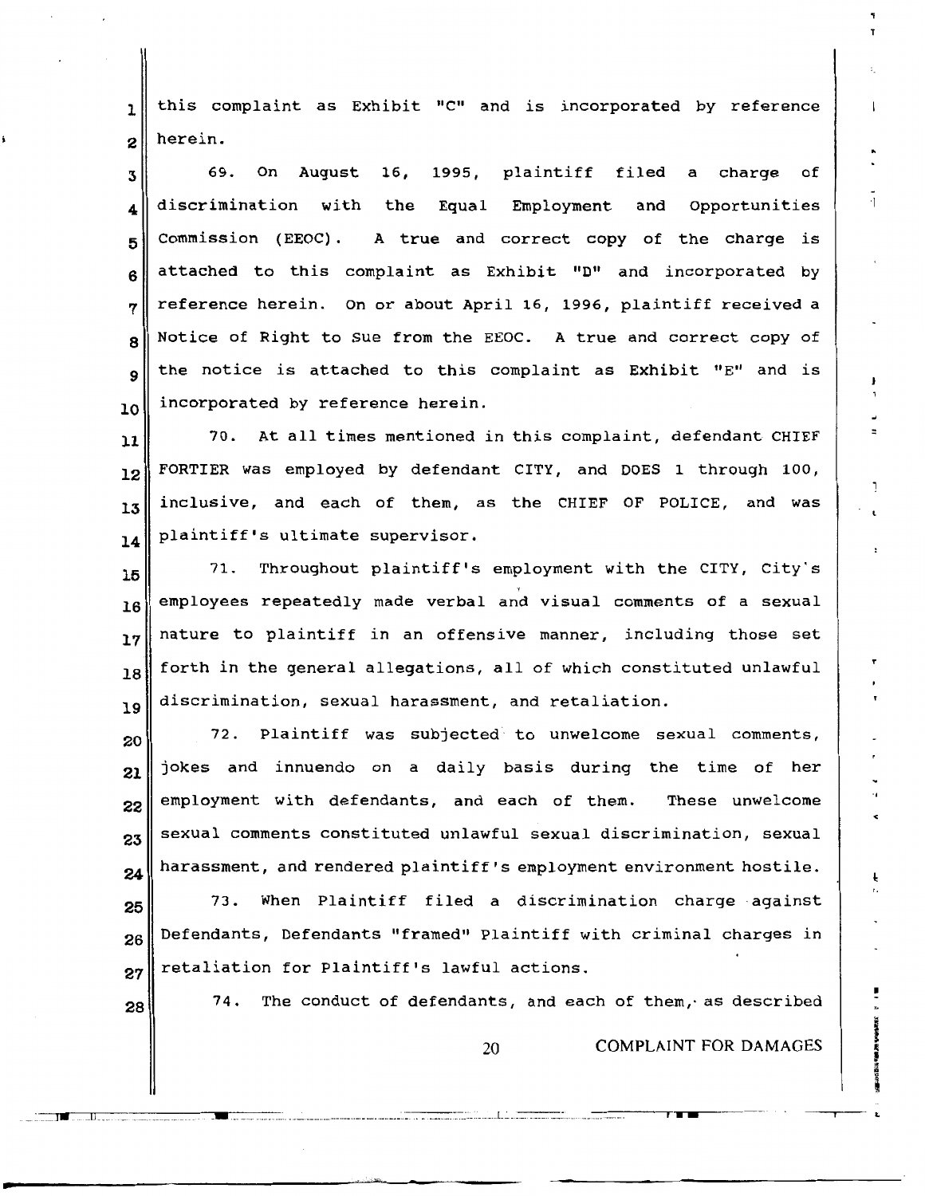this complaint as Exhibit "C" and is incorporated by reference herein.

69. On August 16, 1995, plaintiff filed a charge of discrimination with the Equal Employment and Opportunities Commission (EEOC). A true and correct copy of the charge is attached to this complaint as Exhibit "D" and incorporated by reference herein. On or about April 16, 1996, plaintiff received a Notice of Right to Sue from the EEOC. A true and correct copy of the notice is attached to this complaint as Exhibit "E" and is incorporated by reference herein.

70. At all times mentioned in this complaint, defendant CHIEF FORTIER was employed by defendant CITY, and DOES 1 through 100, inclusive, and each of them, as the CHIEF OF POLICE, and was plaintiff's ultimate supervisor.

71. Throughout plaintiff's employment with the CITY, City's employees repeatedly made verbal and visual comments of a sexual nature to plaintiff in an offensive manner, including those set forth in the general allegations, all of which constituted unlawful discrimination, sexual harassment, and retaliation.

72. Plaintiff was subjected to unwelcome sexual comments, jokes and innuendo on a daily basis during the time of her employment with defendants, and each of them. These unwelcome sexual comments constituted unlawful sexual discrimination, sexual harassment, and rendered plaintiff's employment environment hostile.

73. When Plaintiff filed a discrimination charge against Defendants, Defendants "framed" Plaintiff with criminal charges in retaliation for Plaintiff's lawful actions.

74. The conduct of defendants, and each of them, as described

COMPLAINT FOR DAMAGES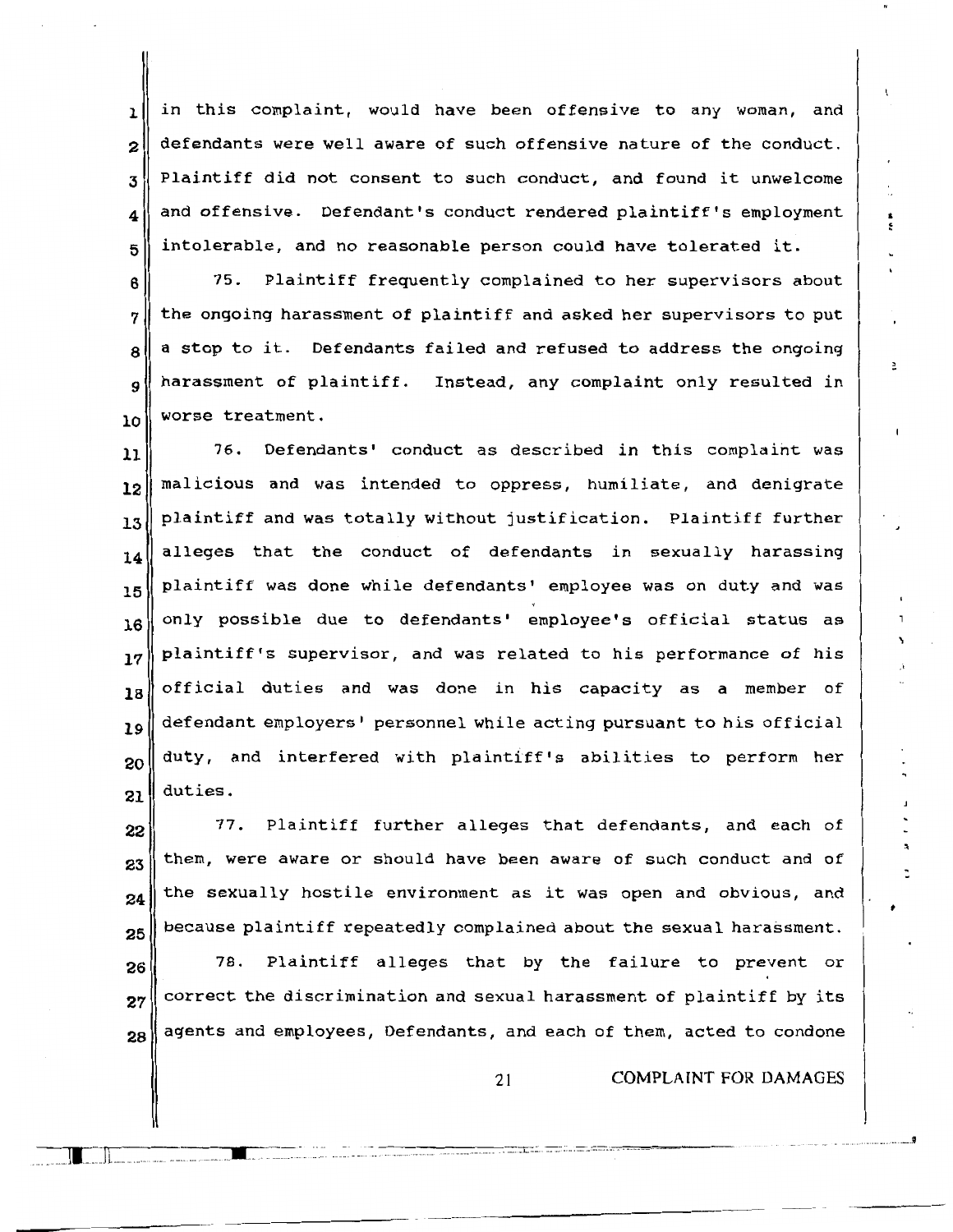in this complaint, would have been offensive to any woman, and defendants were well aware of such offensive nature of the conduct. Plaintiff did not consent to such conduct, and found it unwelcome and offensive. Defendant's conduct rendered plaintiff's employment intolerable, and no reasonable person could have tolerated it.

75. Plaintiff frequently complained to her supervisors about the ongoing harassment of plaintiff and asked her supervisors to put a stop to it. Defendants failed and refused to address the ongoing harassment of plaintiff. Instead, any complaint only resulted in worse treatment.

76. Defendants' conduct as described in this complaint was malicious and was intended to oppress, humiliate, and denigrate plaintiff and was totally without justification. Plaintiff further alleges that the conduct of defendants in sexually harassing plaintiff was done while defendants' employee was on duty and was only possible due to defendants' employee's official status as plaintiff's supervisor, and was related to his performance of his official duties and was done in his capacity as a member of defendant employers' personnel while acting pursuant to his official duty, and interfered with plaintiff's abilities to perform her duties.

77. Plaintiff further alleges that defendants, and each of them, were aware or should have been aware of such conduct and of the sexually hostile environment as it was open and obvious, and because plaintiff repeatedly complained about the sexual harassment.

78. Plaintiff alleges that by the failure to prevent or correct the discrimination and sexual harassment of plaintiff by its agents and employees, Defendants, and each of them, acted to condone

COMPLAINT FOR DAMAGES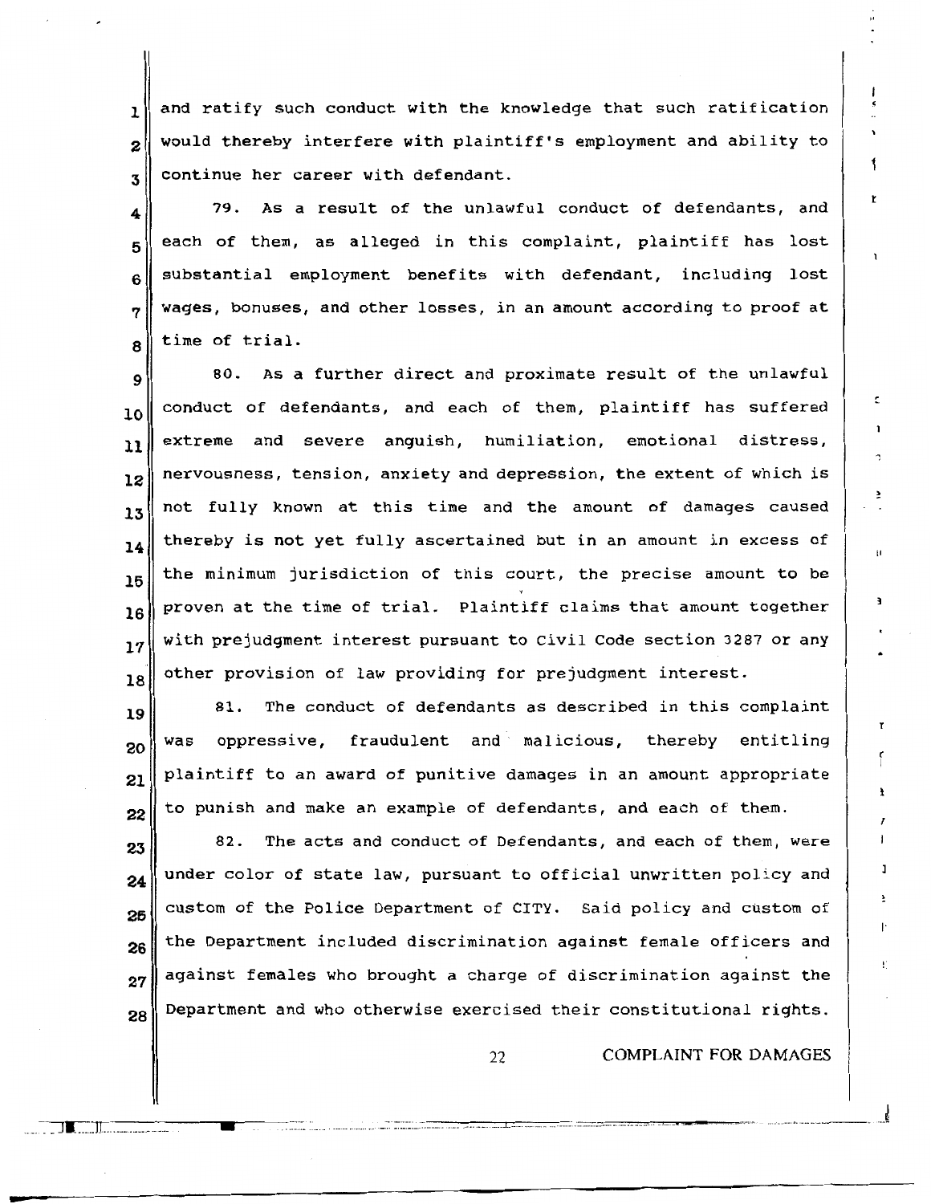and ratify such conduct with the knowledge that such ratification would thereby interfere with plaintiff's employment and ability to continue her career with defendant.

79. As a result of the unlawful conduct of defendants, and each of them, as alleged in this complaint, plaintiff has lost substantial employment benefits with defendant, including lost wages, bonuses, and other losses, in an amount according to proof at time of trial.

80. As a further direct and proximate result of the unlawful conduct of defendants, and each of them, plaintiff has suffered extreme and severe anguish, humiliation, emotional distress, nervousness, tension, anxiety and depression, the extent of which is not fully known at this time and the amount of damages caused thereby is not yet fully ascertained but in an amount in excess of the minimum jurisdiction of this court, the precise amount to be proven at the time of trial. Plaintiff claims that amount together with prejudgment interest pursuant to Civil Code section 3287 or any other provision of law providing for prejudgment interest.

81. The conduct of defendants as described in this complaint was oppressive, fraudulent and malicious, thereby entitling plaintiff to an award of punitive damages in an amount appropriate to punish and make an example of defendants, and each of them.

82. The acts and conduct of Defendants, and each of them, were under color of state law, pursuant to official unwritten policy and custom of the Police Department of CITY. Said policy and custom of the Department included discrimination against female officers and against females who brought a charge of discrimination against the Department and who otherwise exercised their constitutional rights.

COMPLAINT FOR DAMAGES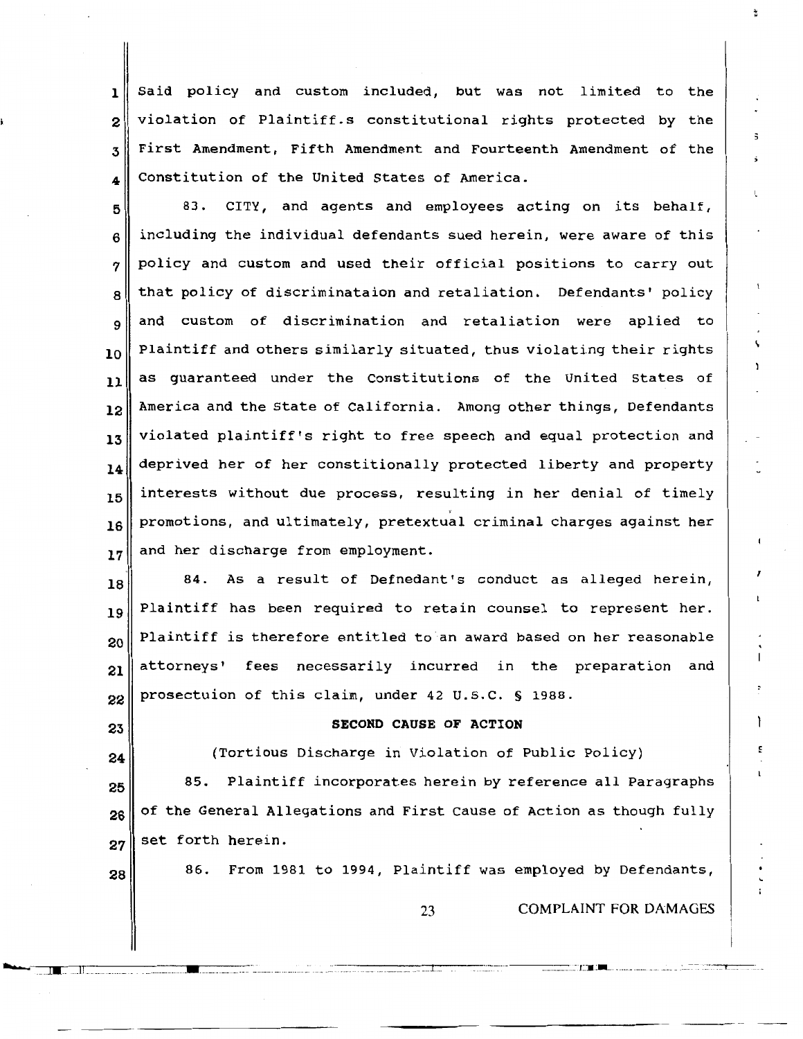Said policy and custom included, but was not limited to the violation of Plaintiff.s constitutional rights protected by the First Amendment, Fifth Amendment and Fourteenth Amendment of the Constitution of the United States of America.

83. CITY, and agents and employees acting on its behalf, including the individual defendants sued herein, were aware of this policy and custom and used their official positions to carry out that policy of discriminataion and retaliation. Defendants' policy and custom of discrimination and retaliation were aplied to Plaintiff and others similarly situated, thus violating their rights as guaranteed under the Constitutions of the United States of America and the State of California. Among other things, Defendants violated plaintiff's right to free speech and equal protection and deprived her of her constitionally protected liberty and property interests without due process, resulting in her denial of timely promotions, and ultimately, pretextual criminal charges against her and her discharge from employment.

84. As a result of Defnedant's conduct as alleged herein, Plaintiff has been required to retain counsel to represent her. Plaintiff is therefore entitled to an award based on her reasonable attorneys' fees necessarily incurred in the preparation and prosectuion of this claim, under 42 U.S.C. § 1988.

**SECOND CAUSE OF ACTION**

(Tortious Discharge in Violation of Public Policy)

85. Plaintiff incorporates herein by reference all Paragraphs of the General Allegations and First Cause of Action as though fully set forth herein.

86. From 1981 to 1994, Plaintiff was employed by Defendants,

COMPLAINT FOR DAMAGES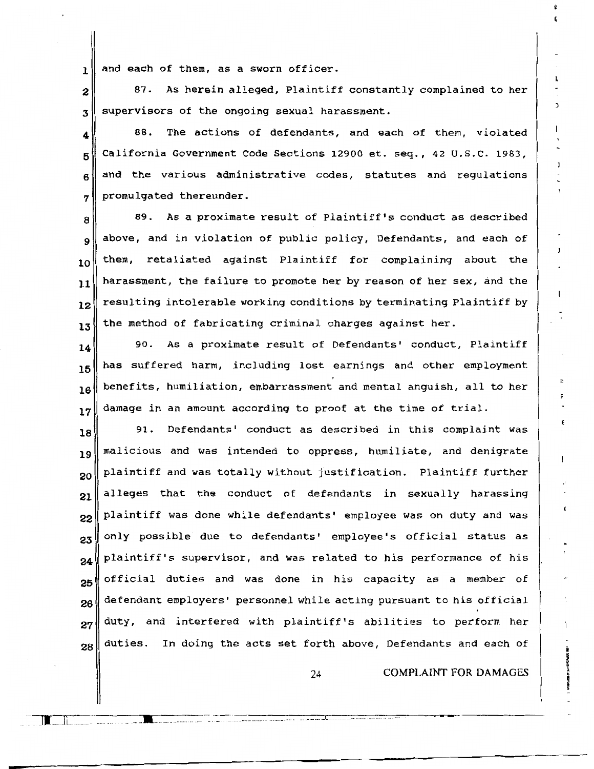and each of them, as a sworn officer.

87. As herein alleged, Plaintiff constantly complained to her supervisors of the ongoing sexual harassment.

88. The actions of defendants, and each of them, violated California Government Code Sections 12900 et. seq., 42 U.S.C. 1983, and the various administrative codes, statutes and regulations promulgated thereunder.

89. As a proximate result of Plaintiff's conduct as described above, and in violation of public policy, Defendants, and each of them, retaliated against Plaintiff for complaining about the harassment, the failure to promote her by reason of her sex, and the resulting intolerable working conditions by terminating Plaintiff by the method of fabricating criminal charges against her.

90. As a proximate result of Defendants' conduct, Plaintiff has suffered harm, including lost earnings and other employment benefits, humiliation, embarrassment and mental anguish, all to her damage in an amount according to proof at the time of trial.

91. Defendants' conduct as described in this complaint was malicious and was intended to oppress, humiliate, and denigrate plaintiff and was totally without justification. Plaintiff further alleges that the conduct of defendants in sexually harassing plaintiff was done while defendants' employee was on duty and was only possible due to defendants' employee's official status as plaintiff's supervisor, and was related to his performance of his official duties and was done in his capacity as a member of defendant employers' personnel while acting pursuant to his official duty, and interfered with plaintiff's abilities to perform her duties. In doing the acts set forth above, Defendants and each of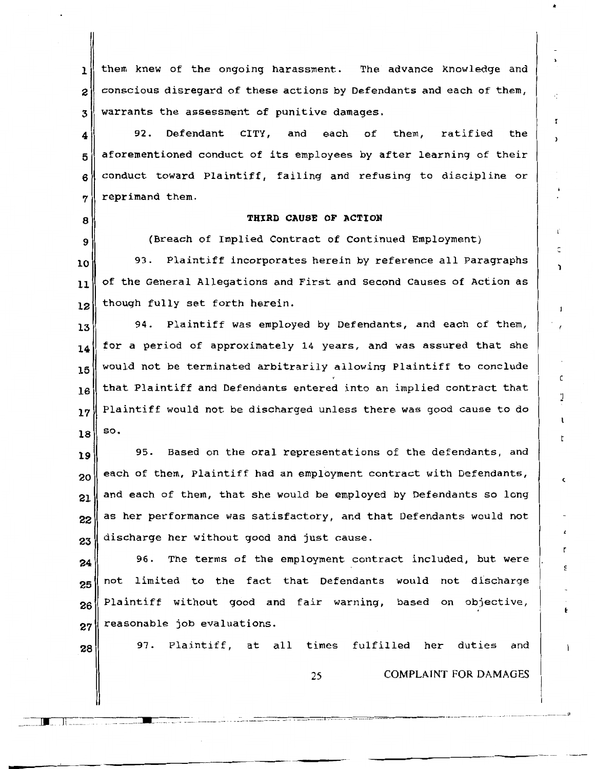them knew of the ongoing harassment. The advance knowledge and conscious disregard of these actions by Defendants and each of them, warrants the assessment of punitive damages.

92. Defendant CITY, and each of them, ratified the aforementioned conduct of its employees by after learning of their conduct toward Plaintiff, failing and refusing to discipline or reprimand them.

**THIRD CAUSE OF ACTION**

(Breach of Implied Contract of Continued Employment)

93. Plaintiff incorporates herein by reference all Paragraphs of the General Allegations and First and Second Causes of Action as though fully set forth herein.

94. Plaintiff was employed by Defendants, and each of them, for a period of approximately 14 years, and was assured that she would not be terminated arbitrarily allowing Plaintiff to conclude that Plaintiff and Defendants entered into an implied contract that Plaintiff would not be discharged unless there was good cause to do so.

95. Based on the oral representations of the defendants, and each of them, Plaintiff had an employment contract with Defendants, and each of them, that she would be employed by Defendants so long as her performance was satisfactory, and that Defendants would not discharge her without good and just cause.

96. The terms of the employment contract included, but were not limited to the fact that Defendants would not discharge Plaintiff without good and fair warning, based on objective, reasonable job evaluations.

97. Plaintiff, at all times fulfilled her duties and

COMPLAINT FOR DAMAGES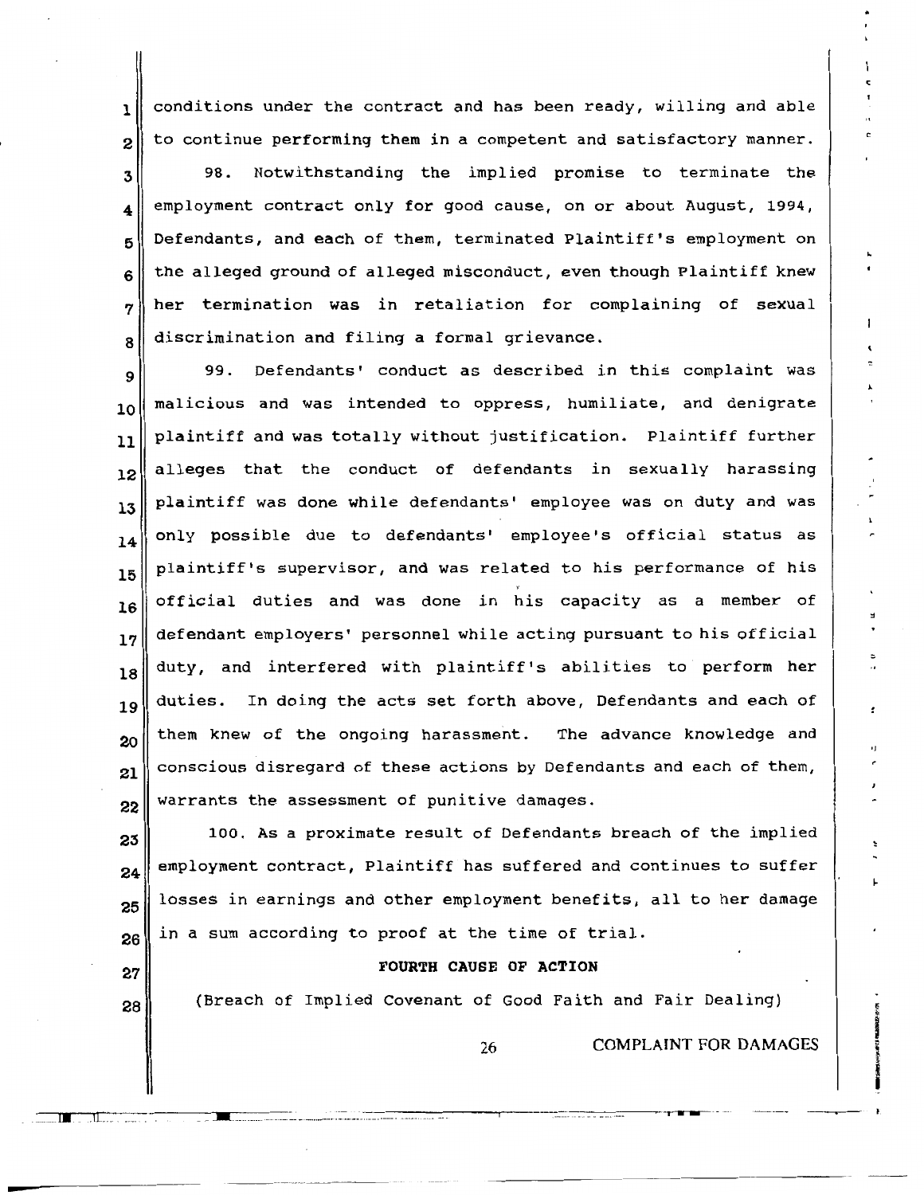conditions under the contract and has been ready, willing and able to continue performing them in a competent and satisfactory manner.

98. Notwithstanding the implied promise to terminate the employment contract only for good cause, on or about August, 1994, Defendants, and each of them, terminated Plaintiff's employment on the alleged ground of alleged misconduct, even though Plaintiff knew her termination was in retaliation for complaining of sexual discrimination and filing a formal grievance.

99. Defendants' conduct as described in this complaint was malicious and was intended to oppress, humiliate, and denigrate plaintiff and was totally without justification. Plaintiff further alleges that the conduct of defendants in sexually harassing plaintiff was done while defendants' employee was on duty and was only possible due to defendants' employee's official status as plaintiff's supervisor, and was related to his performance of his official duties and was done in his capacity as a member of defendant employers' personnel while acting pursuant to his official duty, and interfered with plaintiff's abilities to perform her duties. In doing the acts set forth above, Defendants and each of them knew of the ongoing harassment. The advance knowledge and conscious disregard of these actions by Defendants and each of them, warrants the assessment of punitive damages.

100. As a proximate result of Defendants breach of the implied employment contract, Plaintiff has suffered and continues to suffer losses in earnings and other employment benefits, all to her damage in a sum according to proof at the time of trial.

**FOURTH CAUSE OF ACTION**

(Breach of Implied Covenant of Good Faith and Fair Dealing)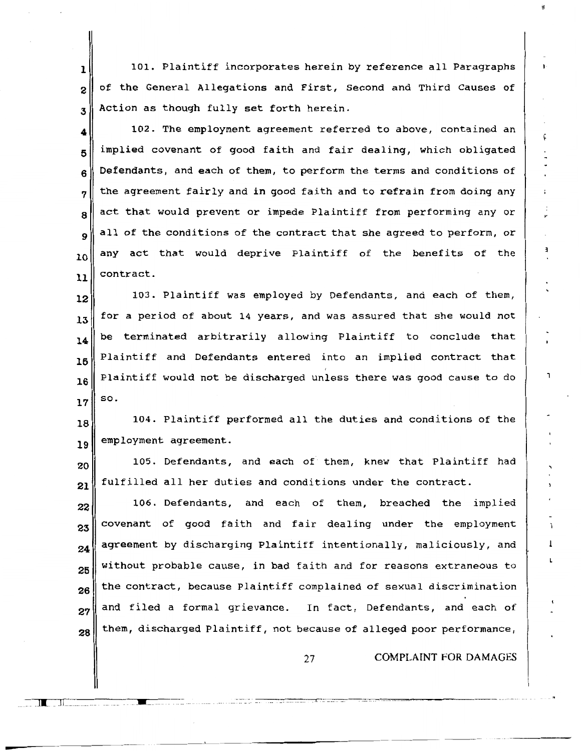101. Plaintiff incorporates herein by reference all Paragraphs of the General Allegations and First, Second and Third Causes of Action as though fully set forth herein.

102. The employment agreement referred to above, contained an implied covenant of good faith and fair dealing, which obligated Defendants, and each of them, to perform the terms and conditions of the agreement fairly and in good faith and to refrain from doing any act that would prevent or impede Plaintiff from performing any or all of the conditions of the contract that she agreed to perform, or any act that would deprive Plaintiff of the benefits of the contract.

103. Plaintiff was employed by Defendants, and each of them, for a period of about 14 years, and was assured that she would not be terminated arbitrarily allowing Plaintiff to conclude that Plaintiff and Defendants entered into an implied contract that Plaintiff would not be discharged unless there was good cause to do so.

104. Plaintiff performed all the duties and conditions of the employment agreement.

105. Defendants, and each of them, knew that Plaintiff had fulfilled all her duties and conditions under the contract.

106. Defendants, and each of them, breached the implied covenant of good faith and fair dealing under the employment agreement by discharging Plaintiff intentionally, maliciously, and without probable cause, in bad faith and for reasons extraneous to the contract, because Plaintiff complained of sexual discrimination and filed a formal grievance. In fact, Defendants, and each of them, discharged Plaintiff, not because of alleged poor performance,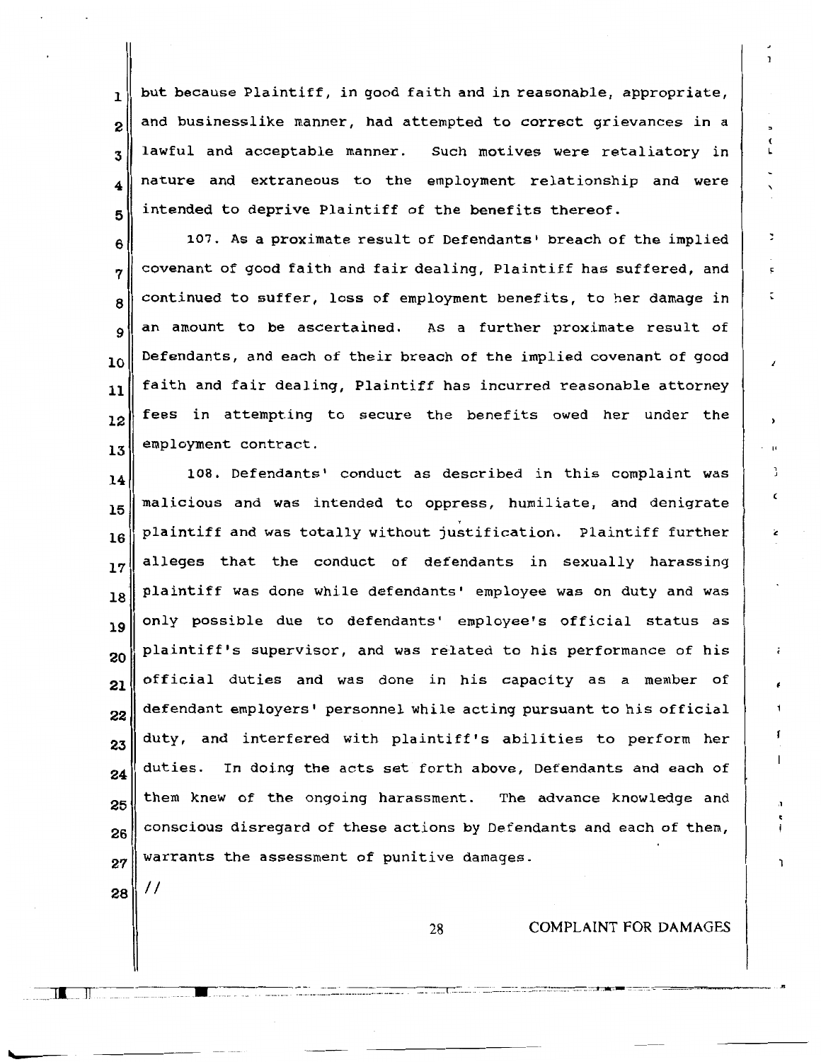but because Plaintiff, in good faith and in reasonable, appropriate, and businesslike manner, had attempted to correct grievances in a lawful and acceptable manner. Such motives were retaliatory in nature and extraneous to the employment relationship and were intended to deprive Plaintiff of the benefits thereof.

107. As a proximate result of Defendants' breach of the implied covenant of good faith and fair dealing, Plaintiff has suffered, and continued to suffer, loss of employment benefits, to her damage in an amount to be ascertained. As a further proximate result of Defendants, and each of their breach of the implied covenant of good faith and fair dealing, Plaintiff has incurred reasonable attorney fees in attempting to secure the benefits owed her under the employment contract.

108. Defendants' conduct as described in this complaint was malicious and was intended to oppress, humiliate, and denigrate plaintiff and was totally without justification. Plaintiff further alleges that the conduct of defendants in sexually harassing plaintiff was done while defendants' employee was on duty and was only possible due to defendants' employee's official status as plaintiff's supervisor, and was related to his performance of his official duties and was done in his capacity as a member of defendant employers' personnel while acting pursuant to his official duty, and interfered with plaintiff's abilities to perform her duties. In doing the acts set forth above, Defendants and each of them knew of the ongoing harassment. The advance knowledge and conscious disregard of these actions by Defendants and each of them, warrants the assessment of punitive damages.

//

COMPLAINT FOR DAMAGES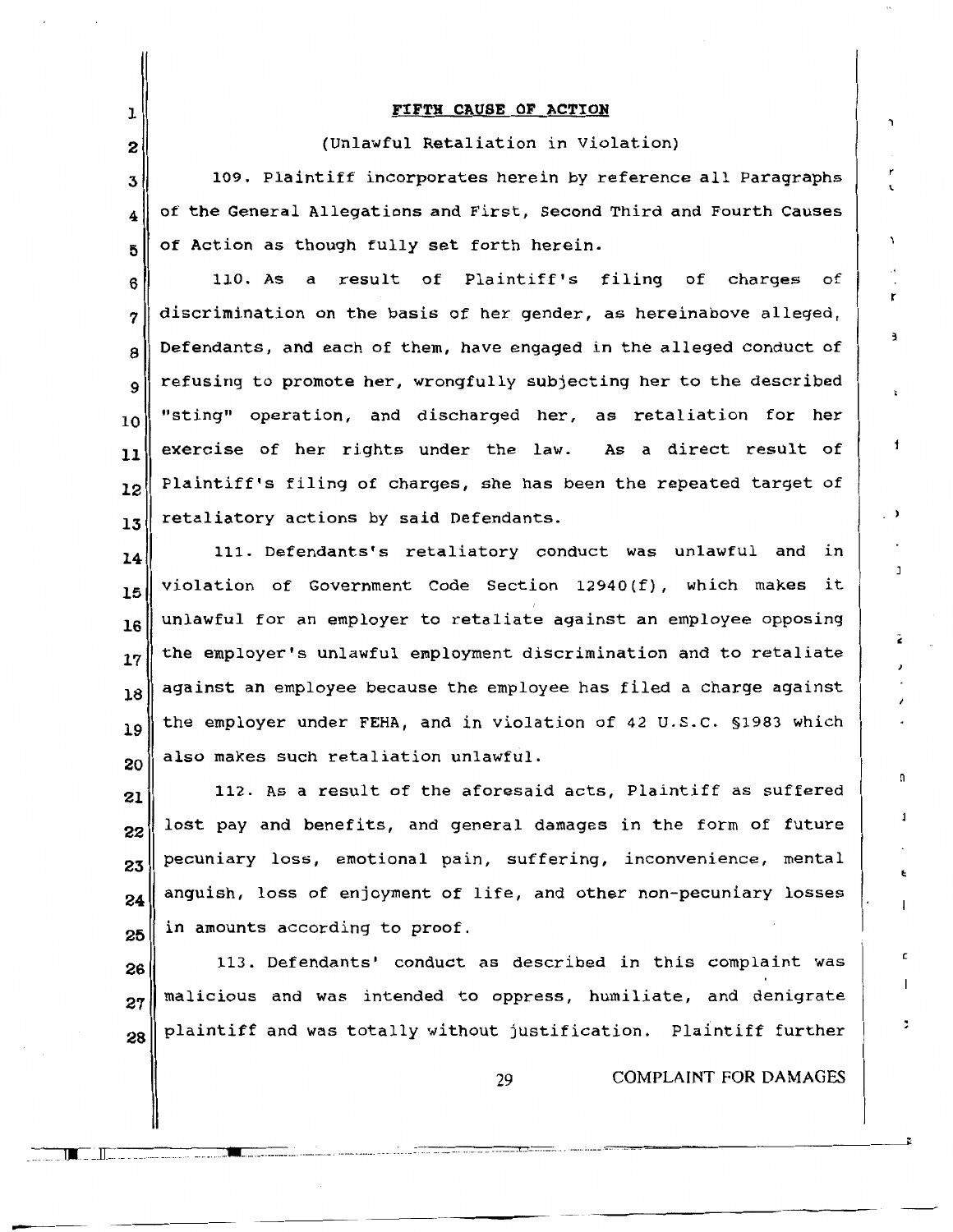**FIFTH CAUSE OF ACTION**

(Unlawful Retaliation in Violation)

109. Plaintiff incorporates herein by reference all Paragraphs of the General Allegations and First, Second Third and Fourth Causes of Action as though fully set forth herein.

110. As a result of Plaintiff's filing of charges of discrimination on the basis of her gender, as hereinabove alleged, Defendants, and each of them, have engaged in the alleged conduct of refusing to promote her, wrongfully subjecting her to the described "sting" operation, and discharged her, as retaliation for her exercise of her rights under the law. As a direct result of Plaintiff's filing of charges, she has been the repeated target of retaliatory actions by said Defendants.

111. Defendants's retaliatory conduct was unlawful and in violation of Government Code Section 12940(f), which makes it unlawful for an employer to retaliate against an employee opposing the employer's unlawful employment discrimination and to retaliate against an employee because the employee has filed a charge against the employer under FEHA, and in violation of 42 U.S.C. §1983 which also makes such retaliation unlawful.

112. As a result of the aforesaid acts, Plaintiff as suffered lost pay and benefits, and general damages in the form of future pecuniary loss, emotional pain, suffering, inconvenience, mental anguish, loss of enjoyment of life, and other non-pecuniary losses in amounts according to proof.

113. Defendants' conduct as described in this complaint was malicious and was intended to oppress, humiliate, and denigrate plaintiff and was totally without justification. Plaintiff further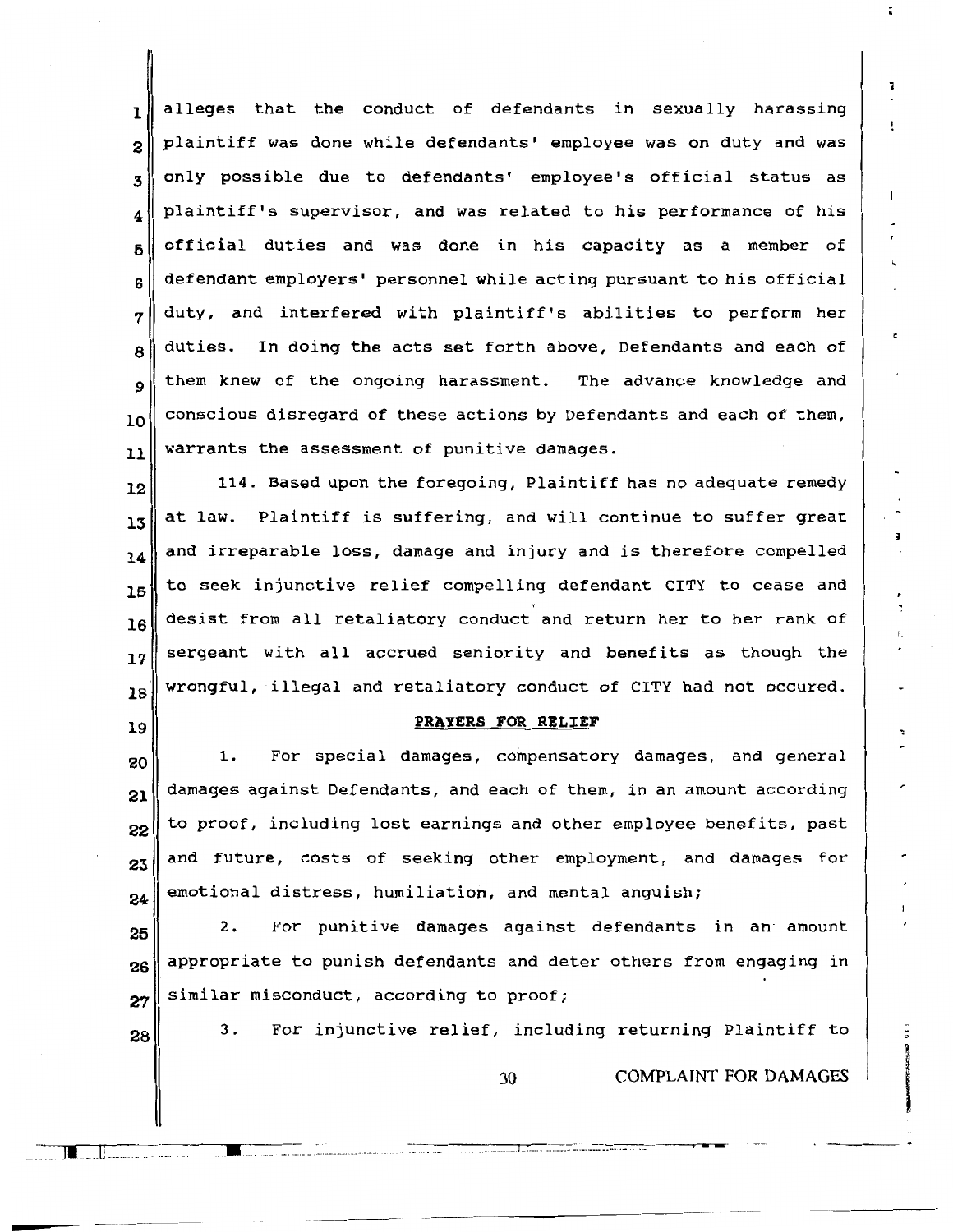alleges that the conduct of defendants in sexually harassing plaintiff was done while defendants' employee was on duty and was only possible due to defendants' employee's official status as plaintiff's supervisor, and was related to his performance of his official duties and was done in his capacity as a member of defendant employers' personnel while acting pursuant to his official duty, and interfered with plaintiff's abilities to perform her duties. In doing the acts set forth above, Defendants and each of them knew of the ongoing harassment. The advance knowledge and conscious disregard of these actions by Defendants and each of them, warrants the assessment of punitive damages.

114. Based upon the foregoing, Plaintiff has no adequate remedy at law. Plaintiff is suffering, and will continue to suffer great and irreparable loss, damage and injury and is therefore compelled to seek injunctive relief compelling defendant CITY to cease and desist from all retaliatory conduct and return her to her rank of sergeant with all accrued seniority and benefits as though the wrongful, illegal and retaliatory conduct of CITY had not occured.

**PRAYERS FOR RELIEF**

1. For special damages, compensatory damages, and general damages against Defendants, and each of them, in an amount according to proof, including lost earnings and other employee benefits, past and future, costs of seeking other employment, and damages for emotional distress, humiliation, and mental anguish;

2. For punitive damages against defendants in an amount appropriate to punish defendants and deter others from engaging in similar misconduct, according to proof;

3. For injunctive relief, including returning Plaintiff to

COMPLAINT FOR DAMAGES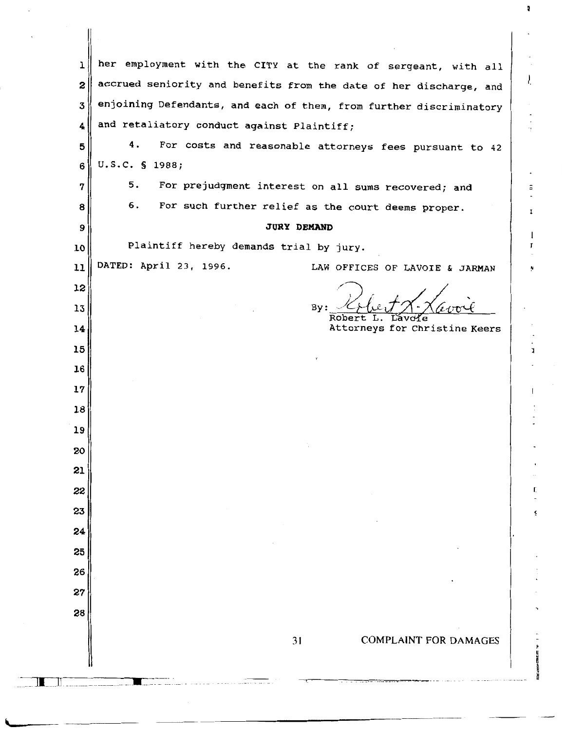her employment with the CITY at the rank of sergeant, with all accrued seniority and benefits from the date of her discharge, and enjoining Defendants, and each of them, from further discriminatory and retaliatory conduct against Plaintiff;

4. For costs and reasonable attorneys fees pursuant to 42 U.S.C. § 1988;

5. For prejudgment interest on all sums recovered; and

6. For such further relief as the court deems proper.

**JURY DEMAND**

Plaintiff hereby demands trial by jury.

DATED: April 23, 1996.

LAW OFFICES OF LAVOIE & JARMAN

By: Robert L. Lavoie

Robert L. Lavoie
Attorneys for Christine Keers

COMPLAINT FOR DAMAGES